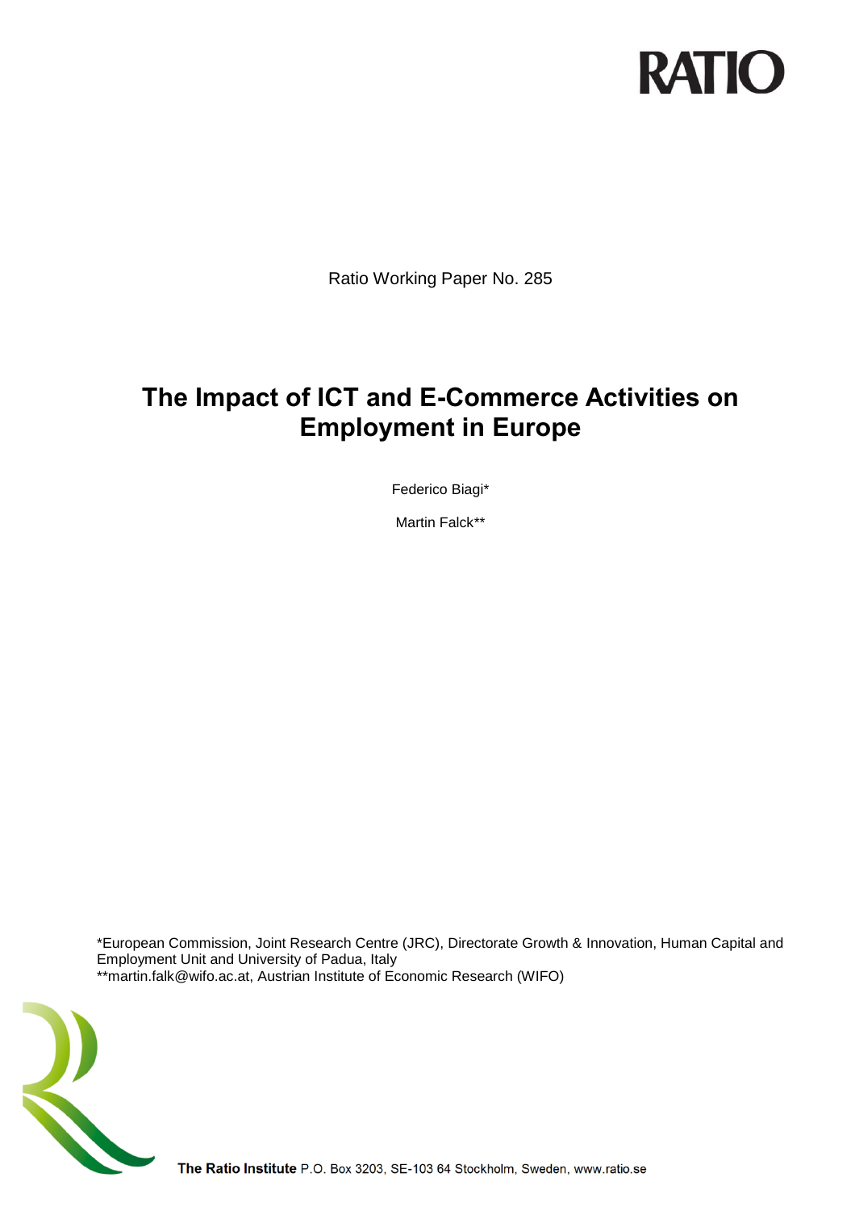RATIO

Ratio Working Paper No. 285

# The Impact of ICT and E-Commerce Activities on Employment in Europe

Federico Biagi*

Martin Falck**

*European Commission, Joint Research Centre (JRC), Directorate Growth & Innovation, Human Capital and Employment Unit and University of Padua, Italy
**martin.falk@wifo.ac.at, Austrian Institute of Economic Research (WIFO)

**The Ratio Institute** P.O. Box 3203, SE-103 64 Stockholm, Sweden, www.ratio.se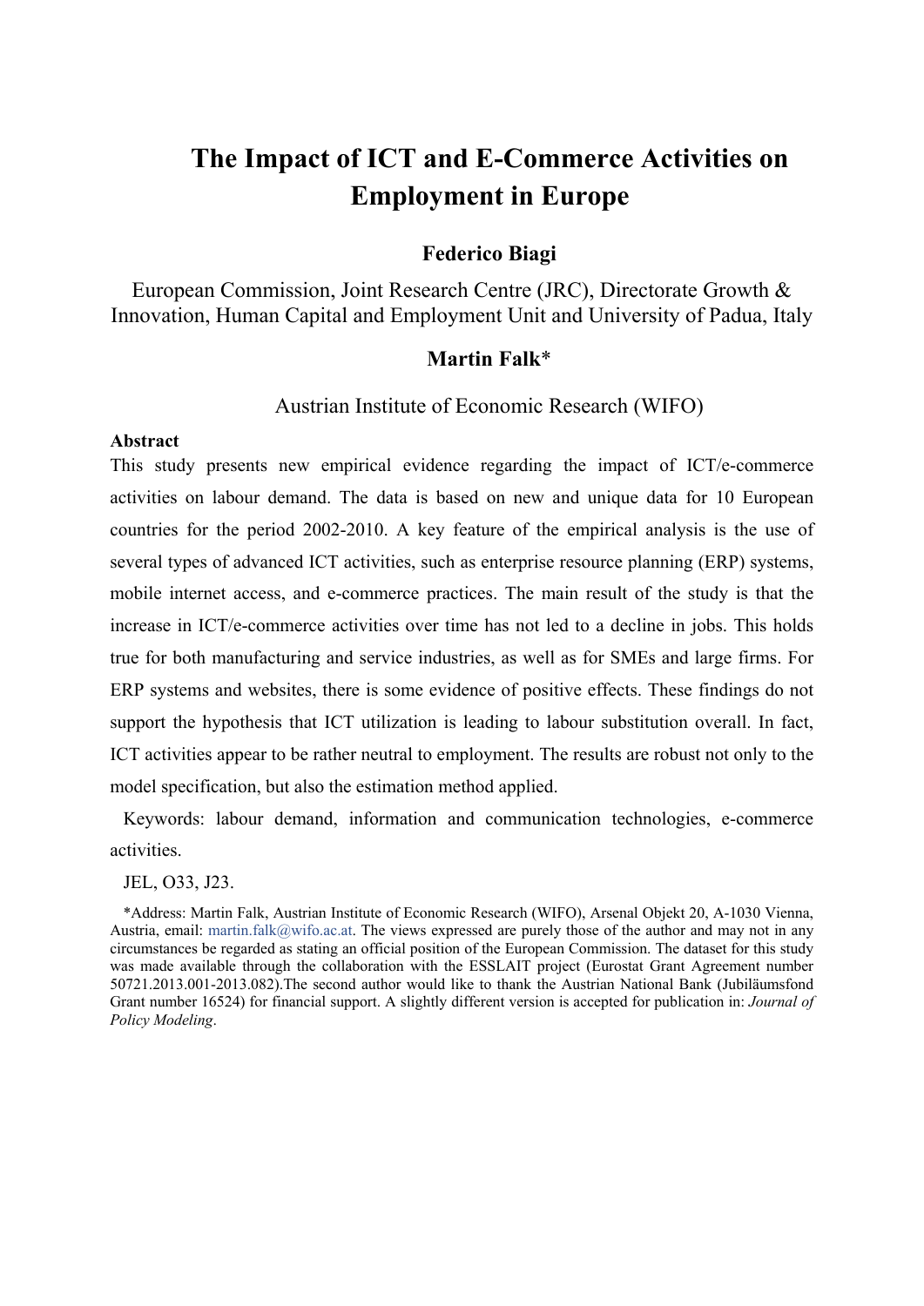# The Impact of ICT and E-Commerce Activities on Employment in Europe

**Federico Biagi**

European Commission, Joint Research Centre (JRC), Directorate Growth & Innovation, Human Capital and Employment Unit and University of Padua, Italy

**Martin Falk***

Austrian Institute of Economic Research (WIFO)

**Abstract**

This study presents new empirical evidence regarding the impact of ICT/e-commerce activities on labour demand. The data is based on new and unique data for 10 European countries for the period 2002-2010. A key feature of the empirical analysis is the use of several types of advanced ICT activities, such as enterprise resource planning (ERP) systems, mobile internet access, and e-commerce practices. The main result of the study is that the increase in ICT/e-commerce activities over time has not led to a decline in jobs. This holds true for both manufacturing and service industries, as well as for SMEs and large firms. For ERP systems and websites, there is some evidence of positive effects. These findings do not support the hypothesis that ICT utilization is leading to labour substitution overall. In fact, ICT activities appear to be rather neutral to employment. The results are robust not only to the model specification, but also the estimation method applied.

Keywords: labour demand, information and communication technologies, e-commerce activities.

JEL, O33, J23.

*Address: Martin Falk, Austrian Institute of Economic Research (WIFO), Arsenal Objekt 20, A-1030 Vienna, Austria, email: martin.falk@wifo.ac.at. The views expressed are purely those of the author and may not in any circumstances be regarded as stating an official position of the European Commission. The dataset for this study was made available through the collaboration with the ESSLAIT project (Eurostat Grant Agreement number 50721.2013.001-2013.082).The second author would like to thank the Austrian National Bank (Jubiläumsfond Grant number 16524) for financial support. A slightly different version is accepted for publication in: *Journal of Policy Modeling*.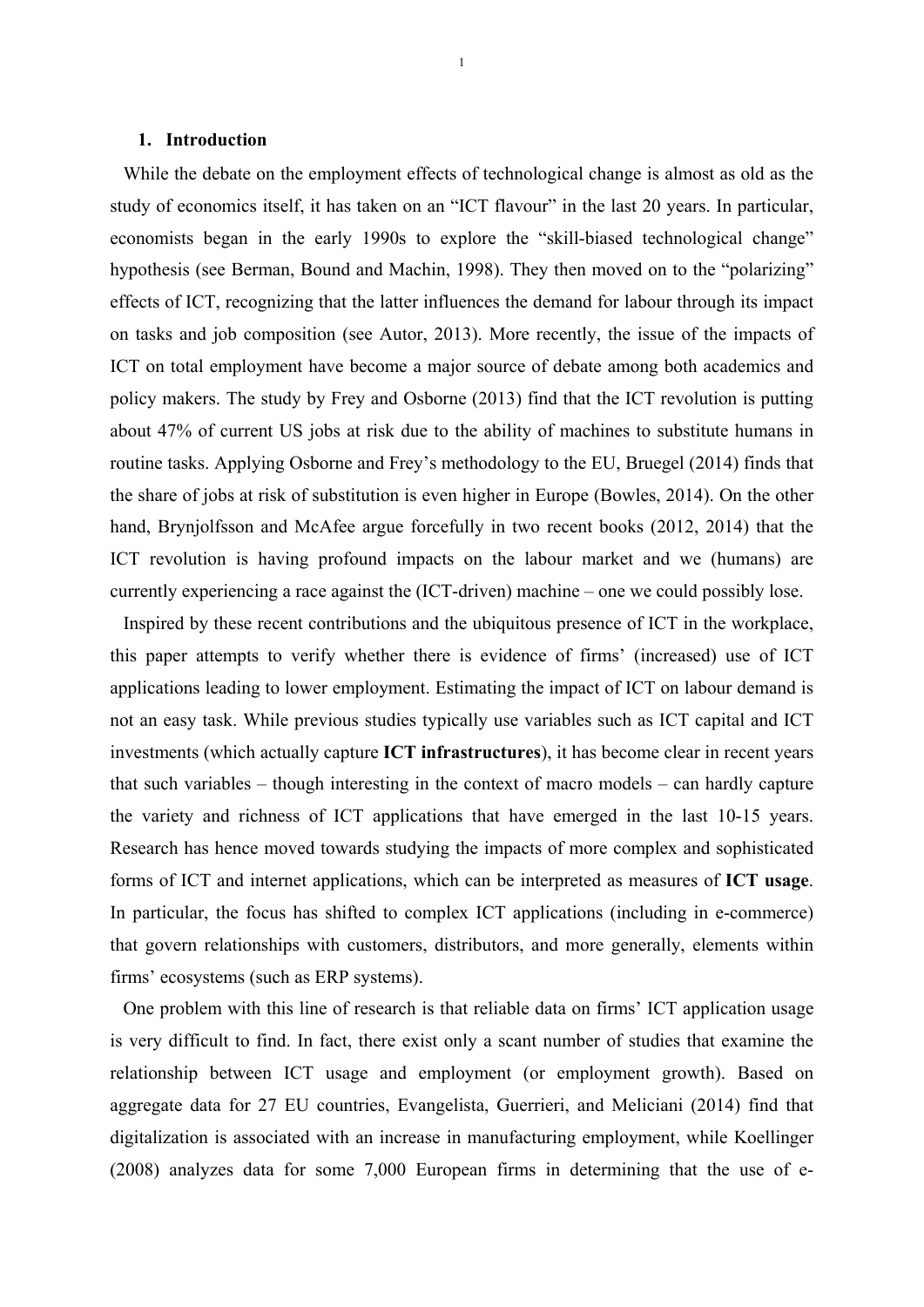## 1. Introduction

While the debate on the employment effects of technological change is almost as old as the study of economics itself, it has taken on an "ICT flavour" in the last 20 years. In particular, economists began in the early 1990s to explore the "skill-biased technological change" hypothesis (see Berman, Bound and Machin, 1998). They then moved on to the "polarizing" effects of ICT, recognizing that the latter influences the demand for labour through its impact on tasks and job composition (see Autor, 2013). More recently, the issue of the impacts of ICT on total employment have become a major source of debate among both academics and policy makers. The study by Frey and Osborne (2013) find that the ICT revolution is putting about 47% of current US jobs at risk due to the ability of machines to substitute humans in routine tasks. Applying Osborne and Frey's methodology to the EU, Bruegel (2014) finds that the share of jobs at risk of substitution is even higher in Europe (Bowles, 2014). On the other hand, Brynjolfsson and McAfee argue forcefully in two recent books (2012, 2014) that the ICT revolution is having profound impacts on the labour market and we (humans) are currently experiencing a race against the (ICT-driven) machine – one we could possibly lose.

Inspired by these recent contributions and the ubiquitous presence of ICT in the workplace, this paper attempts to verify whether there is evidence of firms' (increased) use of ICT applications leading to lower employment. Estimating the impact of ICT on labour demand is not an easy task. While previous studies typically use variables such as ICT capital and ICT investments (which actually capture **ICT infrastructures**), it has become clear in recent years that such variables – though interesting in the context of macro models – can hardly capture the variety and richness of ICT applications that have emerged in the last 10-15 years. Research has hence moved towards studying the impacts of more complex and sophisticated forms of ICT and internet applications, which can be interpreted as measures of **ICT usage**. In particular, the focus has shifted to complex ICT applications (including in e-commerce) that govern relationships with customers, distributors, and more generally, elements within firms' ecosystems (such as ERP systems).

One problem with this line of research is that reliable data on firms' ICT application usage is very difficult to find. In fact, there exist only a scant number of studies that examine the relationship between ICT usage and employment (or employment growth). Based on aggregate data for 27 EU countries, Evangelista, Guerrieri, and Meliciani (2014) find that digitalization is associated with an increase in manufacturing employment, while Koellinger (2008) analyzes data for some 7,000 European firms in determining that the use of e-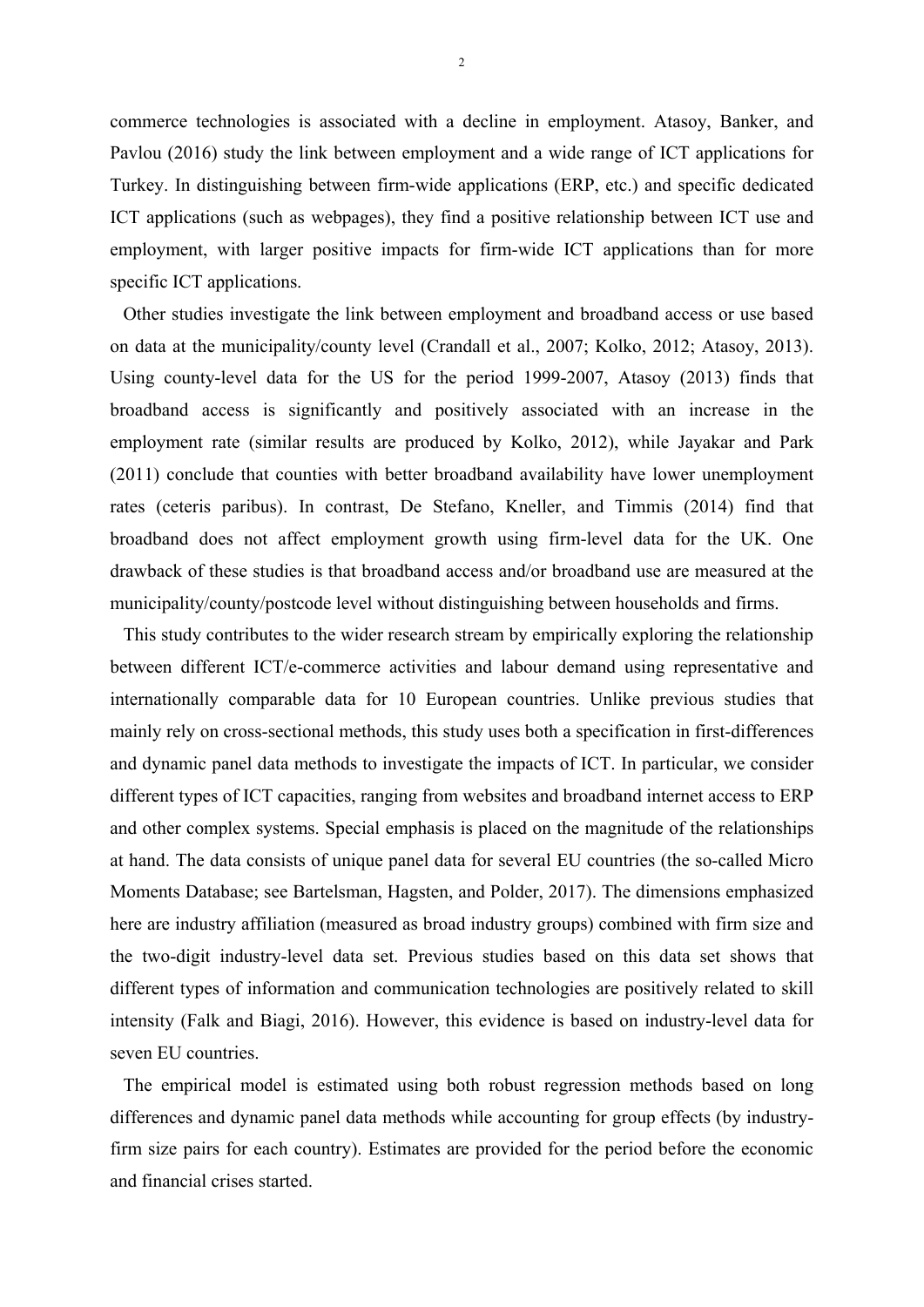commerce technologies is associated with a decline in employment. Atasoy, Banker, and Pavlou (2016) study the link between employment and a wide range of ICT applications for Turkey. In distinguishing between firm-wide applications (ERP, etc.) and specific dedicated ICT applications (such as webpages), they find a positive relationship between ICT use and employment, with larger positive impacts for firm-wide ICT applications than for more specific ICT applications.

Other studies investigate the link between employment and broadband access or use based on data at the municipality/county level (Crandall et al., 2007; Kolko, 2012; Atasoy, 2013). Using county-level data for the US for the period 1999-2007, Atasoy (2013) finds that broadband access is significantly and positively associated with an increase in the employment rate (similar results are produced by Kolko, 2012), while Jayakar and Park (2011) conclude that counties with better broadband availability have lower unemployment rates (ceteris paribus). In contrast, De Stefano, Kneller, and Timmis (2014) find that broadband does not affect employment growth using firm-level data for the UK. One drawback of these studies is that broadband access and/or broadband use are measured at the municipality/county/postcode level without distinguishing between households and firms.

This study contributes to the wider research stream by empirically exploring the relationship between different ICT/e-commerce activities and labour demand using representative and internationally comparable data for 10 European countries. Unlike previous studies that mainly rely on cross-sectional methods, this study uses both a specification in first-differences and dynamic panel data methods to investigate the impacts of ICT. In particular, we consider different types of ICT capacities, ranging from websites and broadband internet access to ERP and other complex systems. Special emphasis is placed on the magnitude of the relationships at hand. The data consists of unique panel data for several EU countries (the so-called Micro Moments Database; see Bartelsman, Hagsten, and Polder, 2017). The dimensions emphasized here are industry affiliation (measured as broad industry groups) combined with firm size and the two-digit industry-level data set. Previous studies based on this data set shows that different types of information and communication technologies are positively related to skill intensity (Falk and Biagi, 2016). However, this evidence is based on industry-level data for seven EU countries.

The empirical model is estimated using both robust regression methods based on long differences and dynamic panel data methods while accounting for group effects (by industry-firm size pairs for each country). Estimates are provided for the period before the economic and financial crises started.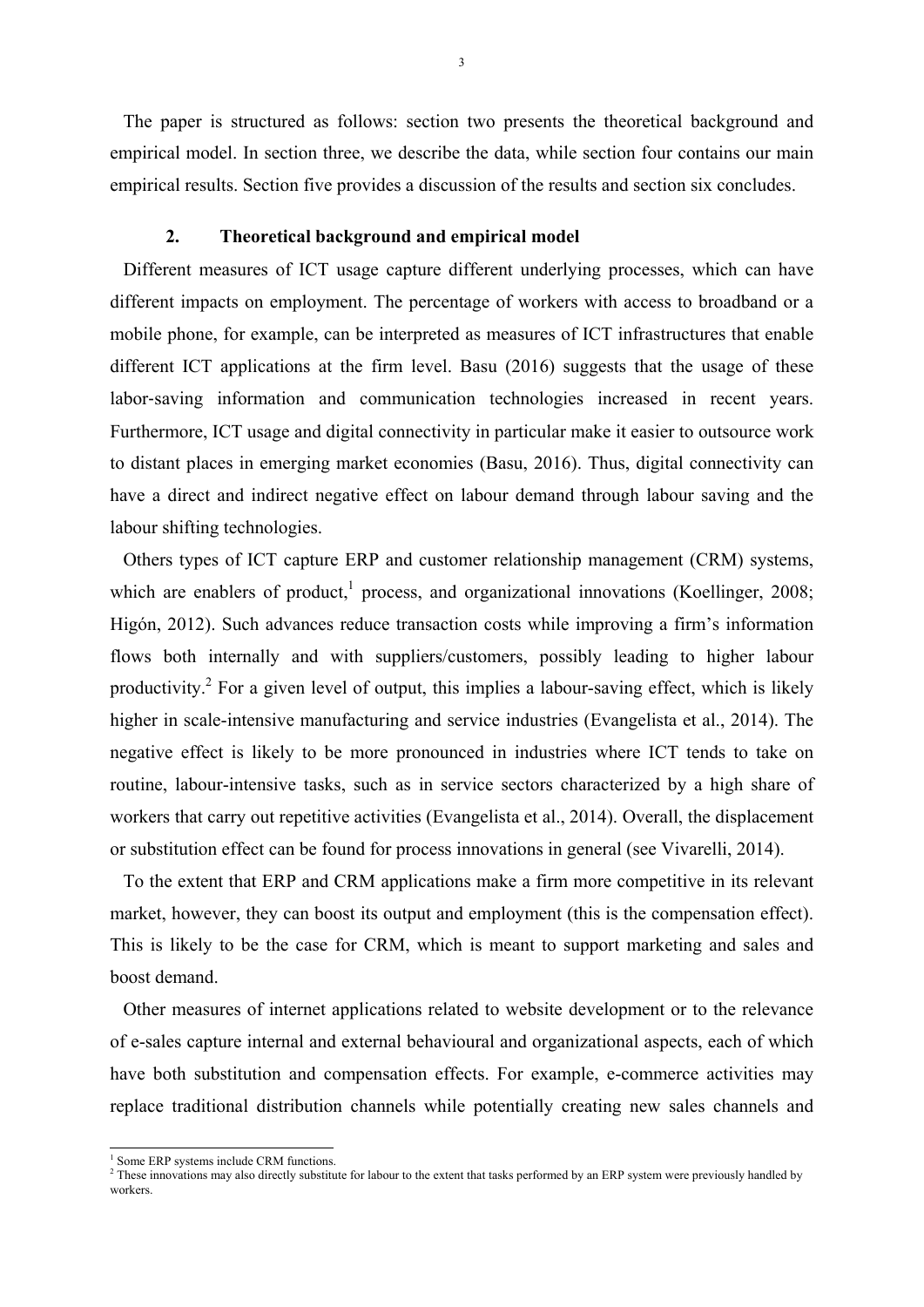The paper is structured as follows: section two presents the theoretical background and empirical model. In section three, we describe the data, while section four contains our main empirical results. Section five provides a discussion of the results and section six concludes.

## 2. Theoretical background and empirical model

Different measures of ICT usage capture different underlying processes, which can have different impacts on employment. The percentage of workers with access to broadband or a mobile phone, for example, can be interpreted as measures of ICT infrastructures that enable different ICT applications at the firm level. Basu (2016) suggests that the usage of these labor-saving information and communication technologies increased in recent years. Furthermore, ICT usage and digital connectivity in particular make it easier to outsource work to distant places in emerging market economies (Basu, 2016). Thus, digital connectivity can have a direct and indirect negative effect on labour demand through labour saving and the labour shifting technologies.

Others types of ICT capture ERP and customer relationship management (CRM) systems, which are enablers of product,[1] process, and organizational innovations (Koellinger, 2008; Higón, 2012). Such advances reduce transaction costs while improving a firm's information flows both internally and with suppliers/customers, possibly leading to higher labour productivity.[2] For a given level of output, this implies a labour-saving effect, which is likely higher in scale-intensive manufacturing and service industries (Evangelista et al., 2014). The negative effect is likely to be more pronounced in industries where ICT tends to take on routine, labour-intensive tasks, such as in service sectors characterized by a high share of workers that carry out repetitive activities (Evangelista et al., 2014). Overall, the displacement or substitution effect can be found for process innovations in general (see Vivarelli, 2014).

To the extent that ERP and CRM applications make a firm more competitive in its relevant market, however, they can boost its output and employment (this is the compensation effect). This is likely to be the case for CRM, which is meant to support marketing and sales and boost demand.

Other measures of internet applications related to website development or to the relevance of e-sales capture internal and external behavioural and organizational aspects, each of which have both substitution and compensation effects. For example, e-commerce activities may replace traditional distribution channels while potentially creating new sales channels and

---

[1] Some ERP systems include CRM functions.

[2] These innovations may also directly substitute for labour to the extent that tasks performed by an ERP system were previously handled by workers.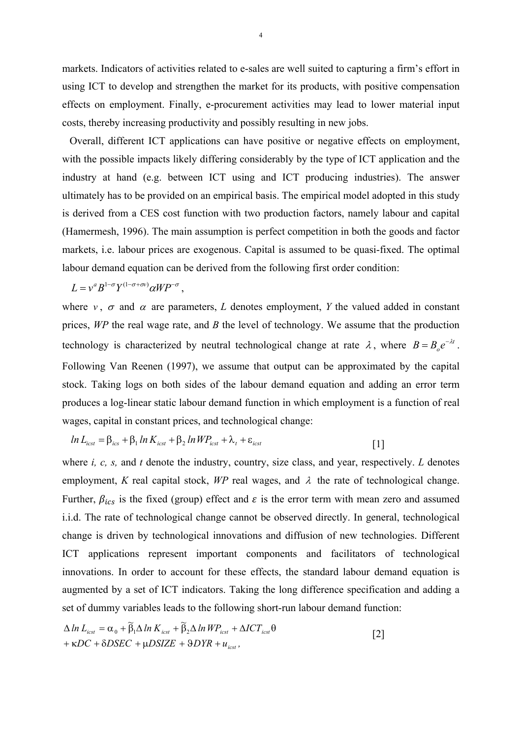markets. Indicators of activities related to e-sales are well suited to capturing a firm's effort in using ICT to develop and strengthen the market for its products, with positive compensation effects on employment. Finally, e-procurement activities may lead to lower material input costs, thereby increasing productivity and possibly resulting in new jobs.

Overall, different ICT applications can have positive or negative effects on employment, with the possible impacts likely differing considerably by the type of ICT application and the industry at hand (e.g. between ICT using and ICT producing industries). The answer ultimately has to be provided on an empirical basis. The empirical model adopted in this study is derived from a CES cost function with two production factors, namely labour and capital (Hamermesh, 1996). The main assumption is perfect competition in both the goods and factor markets, i.e. labour prices are exogenous. Capital is assumed to be quasi-fixed. The optimal labour demand equation can be derived from the following first order condition:

$$L = v^{a} B^{1-\sigma} Y^{(1-\sigma+\sigma v)} \alpha WP^{-\sigma},$$

where $v$, $\sigma$ and $\alpha$ are parameters, $L$ denotes employment, $Y$ the valued added in constant prices, $WP$ the real wage rate, and $B$ the level of technology. We assume that the production technology is characterized by neutral technological change at rate $\lambda$, where $B = B_o e^{-\lambda t}$. Following Van Reenen (1997), we assume that output can be approximated by the capital stock. Taking logs on both sides of the labour demand equation and adding an error term produces a log-linear static labour demand function in which employment is a function of real wages, capital in constant prices, and technological change:

$$ln\, L_{icst} = \beta_{ics} + \beta_1\, ln\, K_{icst} + \beta_2\, ln\, WP_{icst} + \lambda_t + \varepsilon_{icst} \qquad [1]$$

where *i, c, s,* and *t* denote the industry, country, size class, and year, respectively. $L$ denotes employment, $K$ real capital stock, $WP$ real wages, and $\lambda$ the rate of technological change. Further, $\beta_{ics}$ is the fixed (group) effect and $\varepsilon$ is the error term with mean zero and assumed i.i.d. The rate of technological change cannot be observed directly. In general, technological change is driven by technological innovations and diffusion of new technologies. Different ICT applications represent important components and facilitators of technological innovations. In order to account for these effects, the standard labour demand equation is augmented by a set of ICT indicators. Taking the long difference specification and adding a set of dummy variables leads to the following short-run labour demand function:

$$\Delta\, ln\, L_{icst} = \alpha_0 + \tilde{\beta}_1 \Delta\, ln\, K_{icst} + \tilde{\beta}_2 \Delta\, ln\, WP_{icst} + \Delta ICT_{icst}\theta + \kappa DC + \delta DSEC + \mu DSIZE + \vartheta DYR + u_{icst}, \qquad [2]$$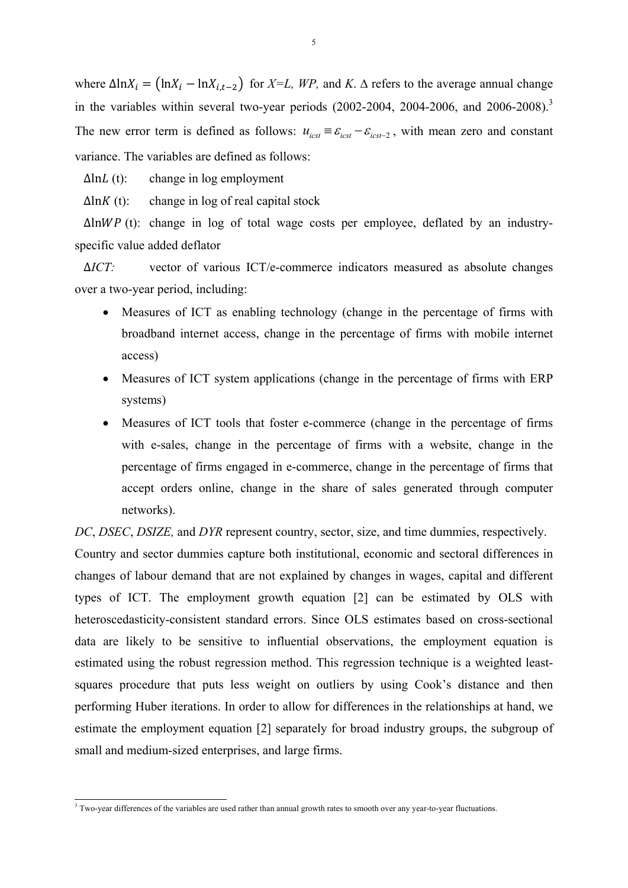where $\Delta \ln X_i = (\ln X_i - \ln X_{i,t-2})$ for *X=L, WP,* and *K*. Δ refers to the average annual change in the variables within several two-year periods (2002-2004, 2004-2006, and 2006-2008).[3] The new error term is defined as follows: $u_{icst} \equiv \varepsilon_{icst} - \varepsilon_{icst-2}$, with mean zero and constant variance. The variables are defined as follows:

$\Delta \ln L$ (t): change in log employment

$\Delta \ln K$ (t): change in log of real capital stock

$\Delta \ln WP$ (t): change in log of total wage costs per employee, deflated by an industry-specific value added deflator

$\Delta ICT$: vector of various ICT/e-commerce indicators measured as absolute changes over a two-year period, including:

- Measures of ICT as enabling technology (change in the percentage of firms with broadband internet access, change in the percentage of firms with mobile internet access)
- Measures of ICT system applications (change in the percentage of firms with ERP systems)
- Measures of ICT tools that foster e-commerce (change in the percentage of firms with e-sales, change in the percentage of firms with a website, change in the percentage of firms engaged in e-commerce, change in the percentage of firms that accept orders online, change in the share of sales generated through computer networks).

*DC*, *DSEC*, *DSIZE,* and *DYR* represent country, sector, size, and time dummies, respectively.

Country and sector dummies capture both institutional, economic and sectoral differences in changes of labour demand that are not explained by changes in wages, capital and different types of ICT. The employment growth equation [2] can be estimated by OLS with heteroscedasticity-consistent standard errors. Since OLS estimates based on cross-sectional data are likely to be sensitive to influential observations, the employment equation is estimated using the robust regression method. This regression technique is a weighted least-squares procedure that puts less weight on outliers by using Cook's distance and then performing Huber iterations. In order to allow for differences in the relationships at hand, we estimate the employment equation [2] separately for broad industry groups, the subgroup of small and medium-sized enterprises, and large firms.

[3] Two-year differences of the variables are used rather than annual growth rates to smooth over any year-to-year fluctuations.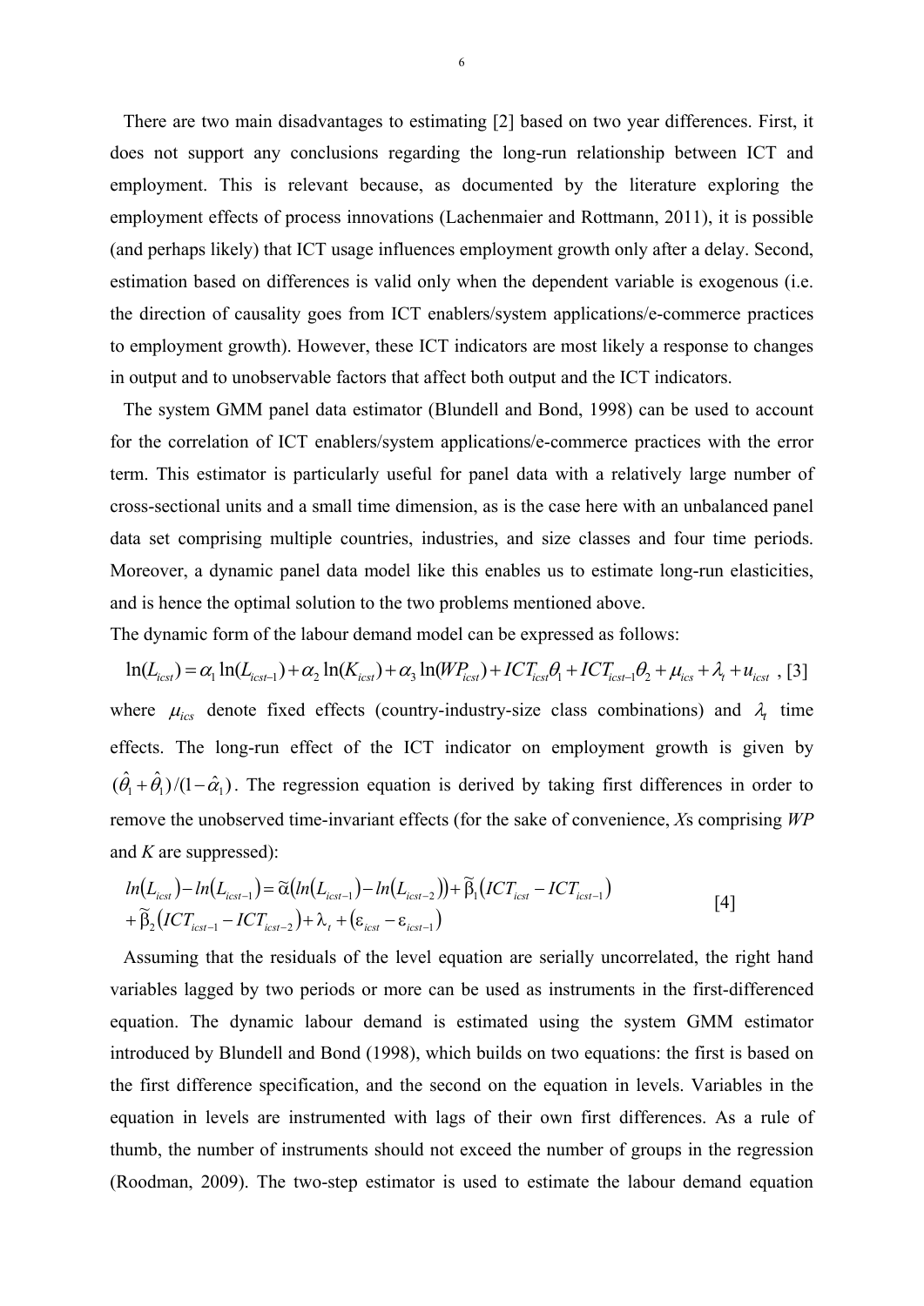There are two main disadvantages to estimating [2] based on two year differences. First, it does not support any conclusions regarding the long-run relationship between ICT and employment. This is relevant because, as documented by the literature exploring the employment effects of process innovations (Lachenmaier and Rottmann, 2011), it is possible (and perhaps likely) that ICT usage influences employment growth only after a delay. Second, estimation based on differences is valid only when the dependent variable is exogenous (i.e. the direction of causality goes from ICT enablers/system applications/e-commerce practices to employment growth). However, these ICT indicators are most likely a response to changes in output and to unobservable factors that affect both output and the ICT indicators.

The system GMM panel data estimator (Blundell and Bond, 1998) can be used to account for the correlation of ICT enablers/system applications/e-commerce practices with the error term. This estimator is particularly useful for panel data with a relatively large number of cross-sectional units and a small time dimension, as is the case here with an unbalanced panel data set comprising multiple countries, industries, and size classes and four time periods. Moreover, a dynamic panel data model like this enables us to estimate long-run elasticities, and is hence the optimal solution to the two problems mentioned above.

The dynamic form of the labour demand model can be expressed as follows:

$$\ln(L_{icst}) = \alpha_1 \ln(L_{icst-1}) + \alpha_2 \ln(K_{icst}) + \alpha_3 \ln(WP_{icst}) + ICT_{icst}\theta_1 + ICT_{icst-1}\theta_2 + \mu_{ics} + \lambda_t + u_{icst} \text{ , [3]}$$

where $\mu_{ics}$ denote fixed effects (country-industry-size class combinations) and $\lambda_t$ time effects. The long-run effect of the ICT indicator on employment growth is given by $(\hat{\theta}_1 + \hat{\theta}_1)/(1-\hat{\alpha}_1)$. The regression equation is derived by taking first differences in order to remove the unobserved time-invariant effects (for the sake of convenience, *X*s comprising *WP* and *K* are suppressed):

$$\begin{aligned} &ln(L_{icst}) - ln(L_{icst-1}) = \widetilde{\alpha}\left(ln(L_{icst-1}) - ln(L_{icst-2})\right) + \widetilde{\beta}_1\left(ICT_{icst} - ICT_{icst-1}\right) \\ &+ \widetilde{\beta}_2\left(ICT_{icst-1} - ICT_{icst-2}\right) + \lambda_t + \left(\varepsilon_{icst} - \varepsilon_{icst-1}\right) \end{aligned} \quad [4]$$

Assuming that the residuals of the level equation are serially uncorrelated, the right hand variables lagged by two periods or more can be used as instruments in the first-differenced equation. The dynamic labour demand is estimated using the system GMM estimator introduced by Blundell and Bond (1998), which builds on two equations: the first is based on the first difference specification, and the second on the equation in levels. Variables in the equation in levels are instrumented with lags of their own first differences. As a rule of thumb, the number of instruments should not exceed the number of groups in the regression (Roodman, 2009). The two-step estimator is used to estimate the labour demand equation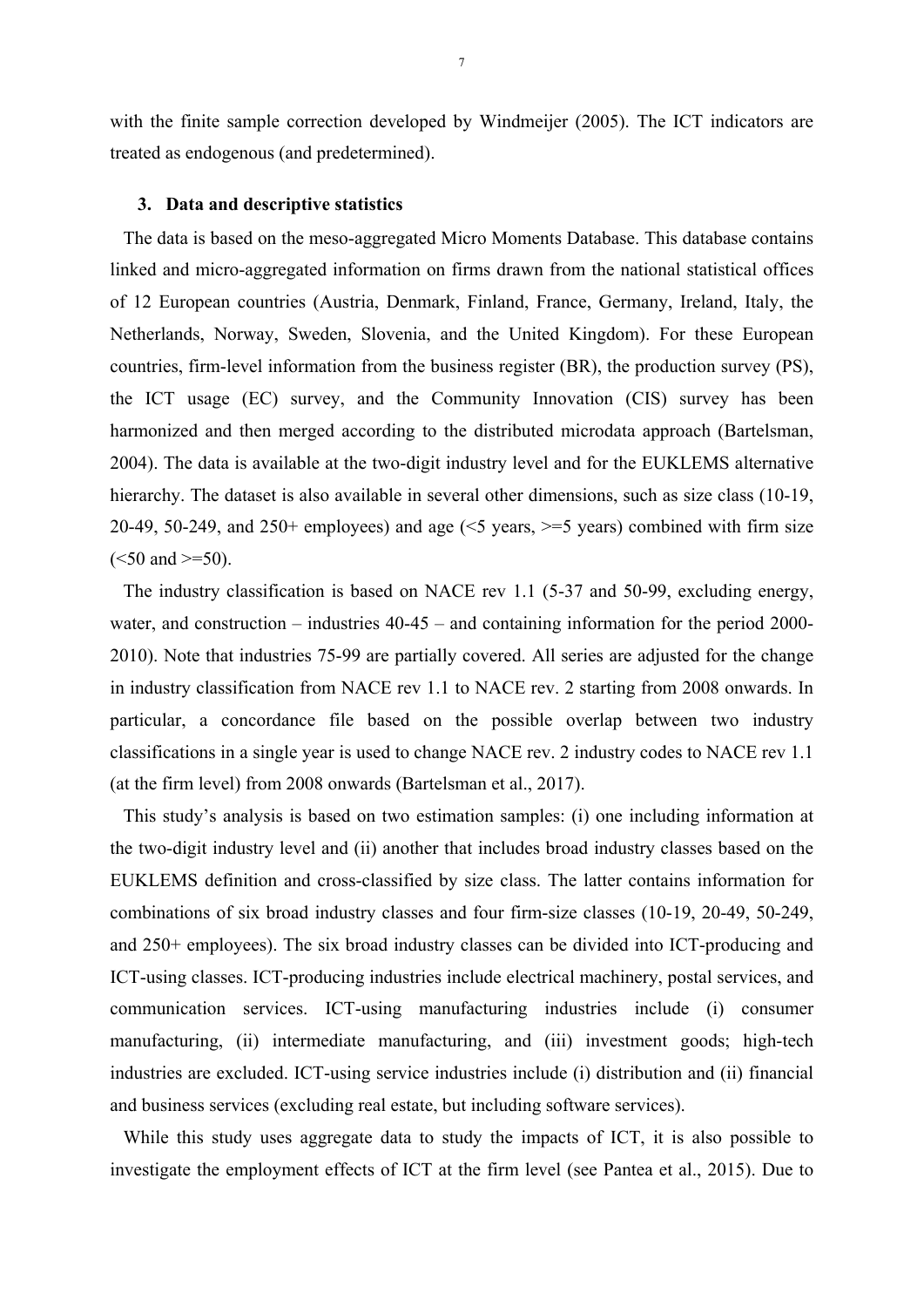with the finite sample correction developed by Windmeijer (2005). The ICT indicators are treated as endogenous (and predetermined).

## 3. Data and descriptive statistics

The data is based on the meso-aggregated Micro Moments Database. This database contains linked and micro-aggregated information on firms drawn from the national statistical offices of 12 European countries (Austria, Denmark, Finland, France, Germany, Ireland, Italy, the Netherlands, Norway, Sweden, Slovenia, and the United Kingdom). For these European countries, firm-level information from the business register (BR), the production survey (PS), the ICT usage (EC) survey, and the Community Innovation (CIS) survey has been harmonized and then merged according to the distributed microdata approach (Bartelsman, 2004). The data is available at the two-digit industry level and for the EUKLEMS alternative hierarchy. The dataset is also available in several other dimensions, such as size class (10-19, 20-49, 50-249, and 250+ employees) and age (<5 years, >=5 years) combined with firm size (<50 and >=50).

The industry classification is based on NACE rev 1.1 (5-37 and 50-99, excluding energy, water, and construction – industries 40-45 – and containing information for the period 2000-2010). Note that industries 75-99 are partially covered. All series are adjusted for the change in industry classification from NACE rev 1.1 to NACE rev. 2 starting from 2008 onwards. In particular, a concordance file based on the possible overlap between two industry classifications in a single year is used to change NACE rev. 2 industry codes to NACE rev 1.1 (at the firm level) from 2008 onwards (Bartelsman et al., 2017).

This study's analysis is based on two estimation samples: (i) one including information at the two-digit industry level and (ii) another that includes broad industry classes based on the EUKLEMS definition and cross-classified by size class. The latter contains information for combinations of six broad industry classes and four firm-size classes (10-19, 20-49, 50-249, and 250+ employees). The six broad industry classes can be divided into ICT-producing and ICT-using classes. ICT-producing industries include electrical machinery, postal services, and communication services. ICT-using manufacturing industries include (i) consumer manufacturing, (ii) intermediate manufacturing, and (iii) investment goods; high-tech industries are excluded. ICT-using service industries include (i) distribution and (ii) financial and business services (excluding real estate, but including software services).

While this study uses aggregate data to study the impacts of ICT, it is also possible to investigate the employment effects of ICT at the firm level (see Pantea et al., 2015). Due to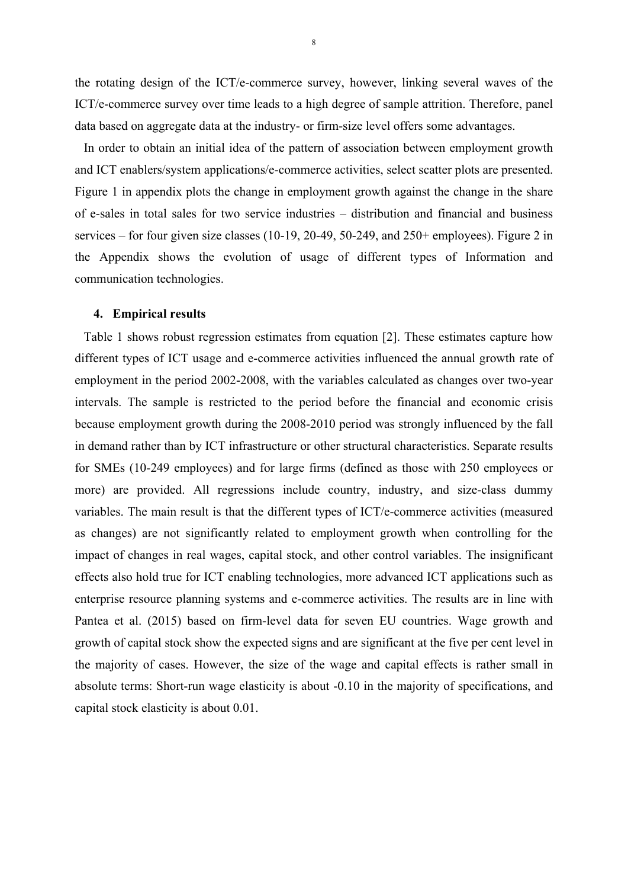the rotating design of the ICT/e-commerce survey, however, linking several waves of the ICT/e-commerce survey over time leads to a high degree of sample attrition. Therefore, panel data based on aggregate data at the industry- or firm-size level offers some advantages.

In order to obtain an initial idea of the pattern of association between employment growth and ICT enablers/system applications/e-commerce activities, select scatter plots are presented. Figure 1 in appendix plots the change in employment growth against the change in the share of e-sales in total sales for two service industries – distribution and financial and business services – for four given size classes (10-19, 20-49, 50-249, and 250+ employees). Figure 2 in the Appendix shows the evolution of usage of different types of Information and communication technologies.

## 4. Empirical results

Table 1 shows robust regression estimates from equation [2]. These estimates capture how different types of ICT usage and e-commerce activities influenced the annual growth rate of employment in the period 2002-2008, with the variables calculated as changes over two-year intervals. The sample is restricted to the period before the financial and economic crisis because employment growth during the 2008-2010 period was strongly influenced by the fall in demand rather than by ICT infrastructure or other structural characteristics. Separate results for SMEs (10-249 employees) and for large firms (defined as those with 250 employees or more) are provided. All regressions include country, industry, and size-class dummy variables. The main result is that the different types of ICT/e-commerce activities (measured as changes) are not significantly related to employment growth when controlling for the impact of changes in real wages, capital stock, and other control variables. The insignificant effects also hold true for ICT enabling technologies, more advanced ICT applications such as enterprise resource planning systems and e-commerce activities. The results are in line with Pantea et al. (2015) based on firm-level data for seven EU countries. Wage growth and growth of capital stock show the expected signs and are significant at the five per cent level in the majority of cases. However, the size of the wage and capital effects is rather small in absolute terms: Short-run wage elasticity is about -0.10 in the majority of specifications, and capital stock elasticity is about 0.01.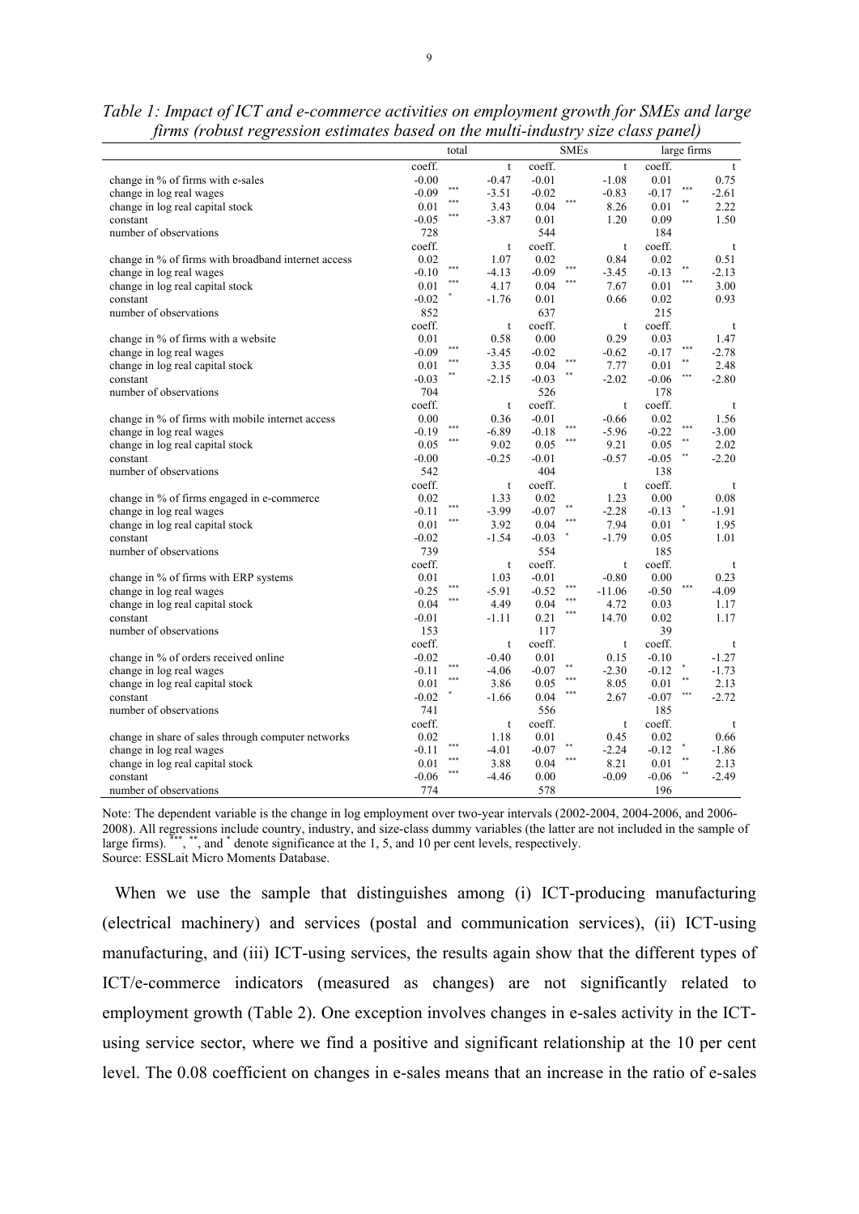*Table 1: Impact of ICT and e-commerce activities on employment growth for SMEs and large firms (robust regression estimates based on the multi-industry size class panel)*

| | total | | | SMEs | | | large firms | | |
|---|---|---|---|---|---|---|---|---|---|
| | coeff. | | t | coeff. | | t | coeff. | | t |
| change in % of firms with e-sales | -0.00 | | -0.47 | -0.01 | | -1.08 | 0.01 | | 0.75 |
| change in log real wages | -0.09 | *** | -3.51 | -0.02 | | -0.83 | -0.17 | *** | -2.61 |
| change in log real capital stock | 0.01 | *** | 3.43 | 0.04 | *** | 8.26 | 0.01 | ** | 2.22 |
| constant | -0.05 | *** | -3.87 | 0.01 | | 1.20 | 0.09 | | 1.50 |
| number of observations | 728 | | | 544 | | | 184 | | |
| | coeff. | | t | coeff. | | t | coeff. | | t |
| change in % of firms with broadband internet access | 0.02 | | 1.07 | 0.02 | | 0.84 | 0.02 | | 0.51 |
| change in log real wages | -0.10 | *** | -4.13 | -0.09 | *** | -3.45 | -0.13 | ** | -2.13 |
| change in log real capital stock | 0.01 | *** | 4.17 | 0.04 | *** | 7.67 | 0.01 | *** | 3.00 |
| constant | -0.02 | * | -1.76 | 0.01 | | 0.66 | 0.02 | | 0.93 |
| number of observations | 852 | | | 637 | | | 215 | | |
| | coeff. | | t | coeff. | | t | coeff. | | t |
| change in % of firms with a website | 0.01 | | 0.58 | 0.00 | | 0.29 | 0.03 | | 1.47 |
| change in log real wages | -0.09 | *** | -3.45 | -0.02 | | -0.62 | -0.17 | *** | -2.78 |
| change in log real capital stock | 0.01 | *** | 3.35 | 0.04 | *** | 7.77 | 0.01 | ** | 2.48 |
| constant | -0.03 | ** | -2.15 | -0.03 | ** | -2.02 | -0.06 | *** | -2.80 |
| number of observations | 704 | | | 526 | | | 178 | | |
| | coeff. | | t | coeff. | | t | coeff. | | t |
| change in % of firms with mobile internet access | 0.00 | | 0.36 | -0.01 | | -0.66 | 0.02 | | 1.56 |
| change in log real wages | -0.19 | *** | -6.89 | -0.18 | *** | -5.96 | -0.22 | *** | -3.00 |
| change in log real capital stock | 0.05 | *** | 9.02 | 0.05 | *** | 9.21 | 0.05 | ** | 2.02 |
| constant | -0.00 | | -0.25 | -0.01 | | -0.57 | -0.05 | ** | -2.20 |
| number of observations | 542 | | | 404 | | | 138 | | |
| | coeff. | | t | coeff. | | t | coeff. | | t |
| change in % of firms engaged in e-commerce | 0.02 | | 1.33 | 0.02 | | 1.23 | 0.00 | | 0.08 |
| change in log real wages | -0.11 | *** | -3.99 | -0.07 | ** | -2.28 | -0.13 | * | -1.91 |
| change in log real capital stock | 0.01 | *** | 3.92 | 0.04 | *** | 7.94 | 0.01 | * | 1.95 |
| constant | -0.02 | | -1.54 | -0.03 | * | -1.79 | 0.05 | | 1.01 |
| number of observations | 739 | | | 554 | | | 185 | | |
| | coeff. | | t | coeff. | | t | coeff. | | t |
| change in % of firms with ERP systems | 0.01 | | 1.03 | -0.01 | | -0.80 | 0.00 | | 0.23 |
| change in log real wages | -0.25 | *** | -5.91 | -0.52 | *** | -11.06 | -0.50 | *** | -4.09 |
| change in log real capital stock | 0.04 | *** | 4.49 | 0.04 | *** | 4.72 | 0.03 | | 1.17 |
| constant | -0.01 | | -1.11 | 0.21 | *** | 14.70 | 0.02 | | 1.17 |
| number of observations | 153 | | | 117 | | | 39 | | |
| | coeff. | | t | coeff. | | t | coeff. | | t |
| change in % of orders received online | -0.02 | | -0.40 | 0.01 | | 0.15 | -0.10 | | -1.27 |
| change in log real wages | -0.11 | *** | -4.06 | -0.07 | ** | -2.30 | -0.12 | * | -1.73 |
| change in log real capital stock | 0.01 | *** | 3.86 | 0.05 | *** | 8.05 | 0.01 | ** | 2.13 |
| constant | -0.02 | * | -1.66 | 0.04 | *** | 2.67 | -0.07 | *** | -2.72 |
| number of observations | 741 | | | 556 | | | 185 | | |
| | coeff. | | t | coeff. | | t | coeff. | | t |
| change in share of sales through computer networks | 0.02 | | 1.18 | 0.01 | | 0.45 | 0.02 | | 0.66 |
| change in log real wages | -0.11 | *** | -4.01 | -0.07 | ** | -2.24 | -0.12 | * | -1.86 |
| change in log real capital stock | 0.01 | *** | 3.88 | 0.04 | *** | 8.21 | 0.01 | ** | 2.13 |
| constant | -0.06 | *** | -4.46 | 0.00 | | -0.09 | -0.06 | ** | -2.49 |
| number of observations | 774 | | | 578 | | | 196 | | |

Note: The dependent variable is the change in log employment over two-year intervals (2002-2004, 2004-2006, and 2006-2008). All regressions include country, industry, and size-class dummy variables (the latter are not included in the sample of large firms). ***, **, and * denote significance at the 1, 5, and 10 per cent levels, respectively.
Source: ESSLait Micro Moments Database.

When we use the sample that distinguishes among (i) ICT-producing manufacturing (electrical machinery) and services (postal and communication services), (ii) ICT-using manufacturing, and (iii) ICT-using services, the results again show that the different types of ICT/e-commerce indicators (measured as changes) are not significantly related to employment growth (Table 2). One exception involves changes in e-sales activity in the ICT-using service sector, where we find a positive and significant relationship at the 10 per cent level. The 0.08 coefficient on changes in e-sales means that an increase in the ratio of e-sales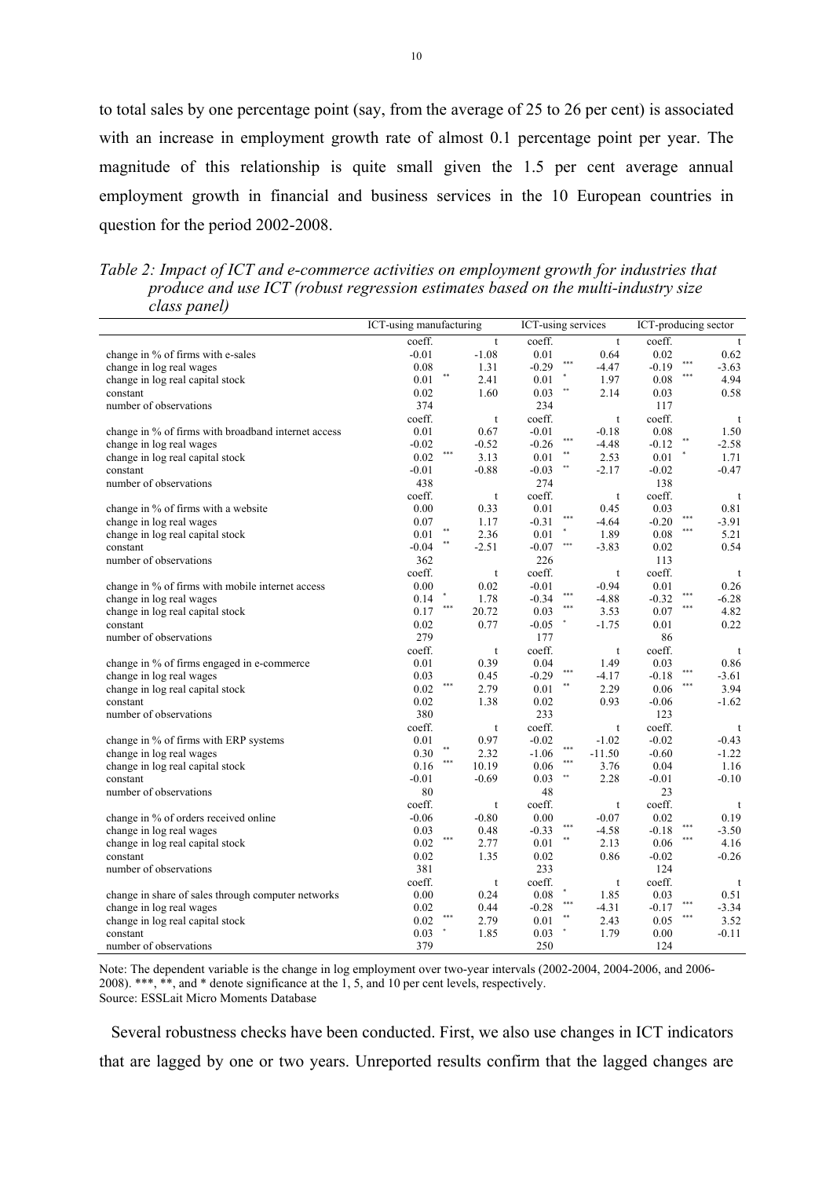to total sales by one percentage point (say, from the average of 25 to 26 per cent) is associated with an increase in employment growth rate of almost 0.1 percentage point per year. The magnitude of this relationship is quite small given the 1.5 per cent average annual employment growth in financial and business services in the 10 European countries in question for the period 2002-2008.

*Table 2: Impact of ICT and e-commerce activities on employment growth for industries that produce and use ICT (robust regression estimates based on the multi-industry size class panel)*

| | ICT-using manufacturing | | | ICT-using services | | | ICT-producing sector | | |
|---|---|---|---|---|---|---|---|---|---|
| | coeff. | | t | coeff. | | t | coeff. | | t |
| change in % of firms with e-sales | -0.01 | | -1.08 | 0.01 | | 0.64 | 0.02 | | 0.62 |
| change in log real wages | 0.08 | | 1.31 | -0.29 | *** | -4.47 | -0.19 | *** | -3.63 |
| change in log real capital stock | 0.01 | ** | 2.41 | 0.01 | * | 1.97 | 0.08 | *** | 4.94 |
| constant | 0.02 | | 1.60 | 0.03 | ** | 2.14 | 0.03 | | 0.58 |
| number of observations | 374 | | | 234 | | | 117 | | |
| | coeff. | | t | coeff. | | t | coeff. | | t |
| change in % of firms with broadband internet access | 0.01 | | 0.67 | -0.01 | | -0.18 | 0.08 | | 1.50 |
| change in log real wages | -0.02 | | -0.52 | -0.26 | *** | -4.48 | -0.12 | ** | -2.58 |
| change in log real capital stock | 0.02 | *** | 3.13 | 0.01 | ** | 2.53 | 0.01 | * | 1.71 |
| constant | -0.01 | | -0.88 | -0.03 | ** | -2.17 | -0.02 | | -0.47 |
| number of observations | 438 | | | 274 | | | 138 | | |
| | coeff. | | t | coeff. | | t | coeff. | | t |
| change in % of firms with a website | 0.00 | | 0.33 | 0.01 | | 0.45 | 0.03 | | 0.81 |
| change in log real wages | 0.07 | | 1.17 | -0.31 | *** | -4.64 | -0.20 | *** | -3.91 |
| change in log real capital stock | 0.01 | ** | 2.36 | 0.01 | * | 1.89 | 0.08 | *** | 5.21 |
| constant | -0.04 | ** | -2.51 | -0.07 | *** | -3.83 | 0.02 | | 0.54 |
| number of observations | 362 | | | 226 | | | 113 | | |
| | coeff. | | t | coeff. | | t | coeff. | | t |
| change in % of firms with mobile internet access | 0.00 | | 0.02 | -0.01 | | -0.94 | 0.01 | | 0.26 |
| change in log real wages | 0.14 | * | 1.78 | -0.34 | *** | -4.88 | -0.32 | *** | -6.28 |
| change in log real capital stock | 0.17 | *** | 20.72 | 0.03 | *** | 3.53 | 0.07 | *** | 4.82 |
| constant | 0.02 | | 0.77 | -0.05 | * | -1.75 | 0.01 | | 0.22 |
| number of observations | 279 | | | 177 | | | 86 | | |
| | coeff. | | t | coeff. | | t | coeff. | | t |
| change in % of firms engaged in e-commerce | 0.01 | | 0.39 | 0.04 | | 1.49 | 0.03 | | 0.86 |
| change in log real wages | 0.03 | | 0.45 | -0.29 | *** | -4.17 | -0.18 | *** | -3.61 |
| change in log real capital stock | 0.02 | *** | 2.79 | 0.01 | ** | 2.29 | 0.06 | *** | 3.94 |
| constant | 0.02 | | 1.38 | 0.02 | | 0.93 | -0.06 | | -1.62 |
| number of observations | 380 | | | 233 | | | 123 | | |
| | coeff. | | t | coeff. | | t | coeff. | | t |
| change in % of firms with ERP systems | 0.01 | | 0.97 | -0.02 | | -1.02 | -0.02 | | -0.43 |
| change in log real wages | 0.30 | ** | 2.32 | -1.06 | *** | -11.50 | -0.60 | | -1.22 |
| change in log real capital stock | 0.16 | *** | 10.19 | 0.06 | *** | 3.76 | 0.04 | | 1.16 |
| constant | -0.01 | | -0.69 | 0.03 | ** | 2.28 | -0.01 | | -0.10 |
| number of observations | 80 | | | 48 | | | 23 | | |
| | coeff. | | t | coeff. | | t | coeff. | | t |
| change in % of orders received online | -0.06 | | -0.80 | 0.00 | | -0.07 | 0.02 | | 0.19 |
| change in log real wages | 0.03 | | 0.48 | -0.33 | *** | -4.58 | -0.18 | *** | -3.50 |
| change in log real capital stock | 0.02 | *** | 2.77 | 0.01 | ** | 2.13 | 0.06 | *** | 4.16 |
| constant | 0.02 | | 1.35 | 0.02 | | 0.86 | -0.02 | | -0.26 |
| number of observations | 381 | | | 233 | | | 124 | | |
| | coeff. | | t | coeff. | | t | coeff. | | t |
| change in share of sales through computer networks | 0.00 | | 0.24 | 0.08 | * | 1.85 | 0.03 | | 0.51 |
| change in log real wages | 0.02 | | 0.44 | -0.28 | *** | -4.31 | -0.17 | *** | -3.34 |
| change in log real capital stock | 0.02 | *** | 2.79 | 0.01 | ** | 2.43 | 0.05 | *** | 3.52 |
| constant | 0.03 | * | 1.85 | 0.03 | * | 1.79 | 0.00 | | -0.11 |
| number of observations | 379 | | | 250 | | | 124 | | |

Note: The dependent variable is the change in log employment over two-year intervals (2002-2004, 2004-2006, and 2006-2008). ***, **, and * denote significance at the 1, 5, and 10 per cent levels, respectively.
Source: ESSLait Micro Moments Database

Several robustness checks have been conducted. First, we also use changes in ICT indicators that are lagged by one or two years. Unreported results confirm that the lagged changes are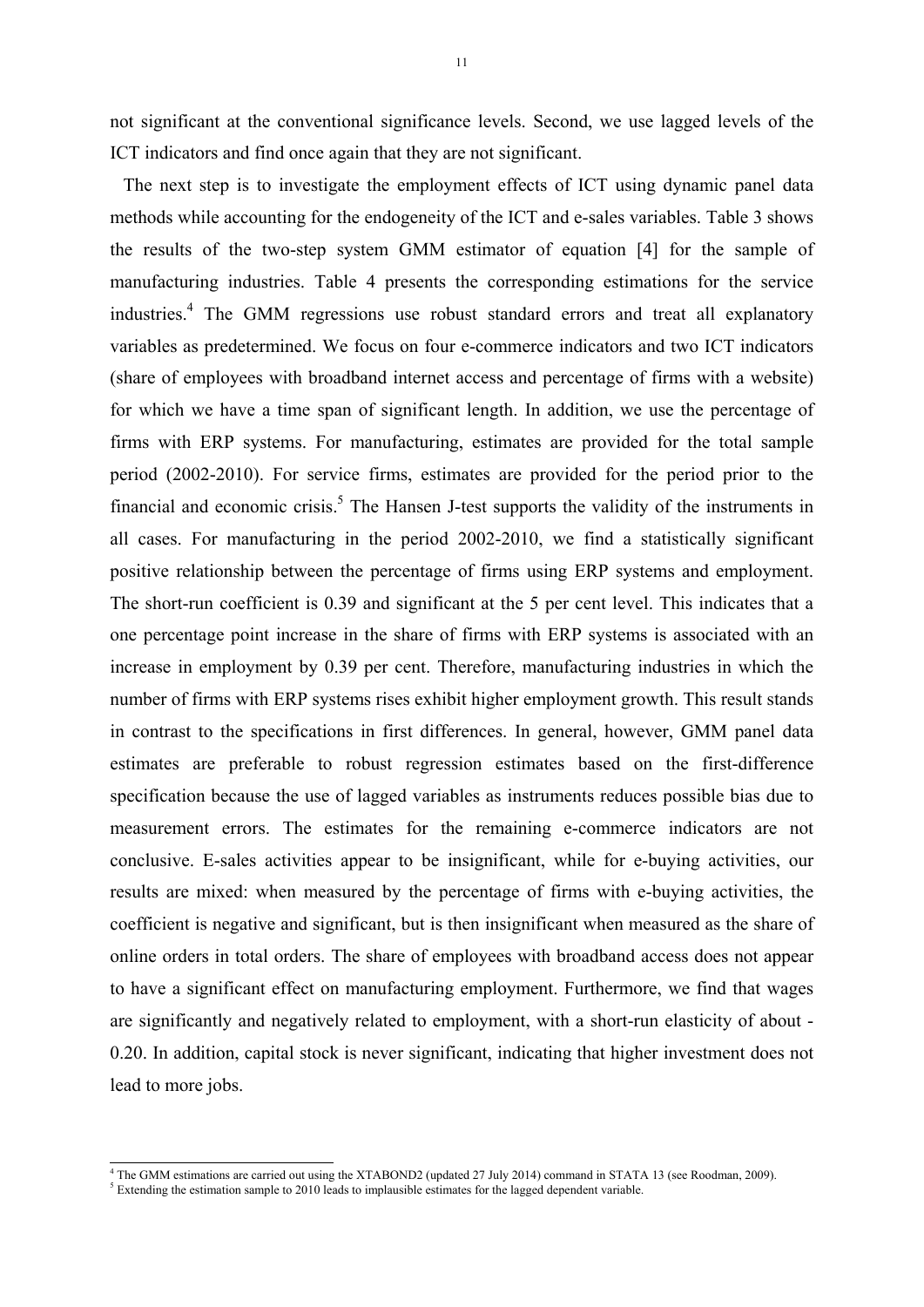not significant at the conventional significance levels. Second, we use lagged levels of the ICT indicators and find once again that they are not significant.

The next step is to investigate the employment effects of ICT using dynamic panel data methods while accounting for the endogeneity of the ICT and e-sales variables. Table 3 shows the results of the two-step system GMM estimator of equation [4] for the sample of manufacturing industries. Table 4 presents the corresponding estimations for the service industries.[4] The GMM regressions use robust standard errors and treat all explanatory variables as predetermined. We focus on four e-commerce indicators and two ICT indicators (share of employees with broadband internet access and percentage of firms with a website) for which we have a time span of significant length. In addition, we use the percentage of firms with ERP systems. For manufacturing, estimates are provided for the total sample period (2002-2010). For service firms, estimates are provided for the period prior to the financial and economic crisis.[5] The Hansen J-test supports the validity of the instruments in all cases. For manufacturing in the period 2002-2010, we find a statistically significant positive relationship between the percentage of firms using ERP systems and employment. The short-run coefficient is 0.39 and significant at the 5 per cent level. This indicates that a one percentage point increase in the share of firms with ERP systems is associated with an increase in employment by 0.39 per cent. Therefore, manufacturing industries in which the number of firms with ERP systems rises exhibit higher employment growth. This result stands in contrast to the specifications in first differences. In general, however, GMM panel data estimates are preferable to robust regression estimates based on the first-difference specification because the use of lagged variables as instruments reduces possible bias due to measurement errors. The estimates for the remaining e-commerce indicators are not conclusive. E-sales activities appear to be insignificant, while for e-buying activities, our results are mixed: when measured by the percentage of firms with e-buying activities, the coefficient is negative and significant, but is then insignificant when measured as the share of online orders in total orders. The share of employees with broadband access does not appear to have a significant effect on manufacturing employment. Furthermore, we find that wages are significantly and negatively related to employment, with a short-run elasticity of about -0.20. In addition, capital stock is never significant, indicating that higher investment does not lead to more jobs.

[4] The GMM estimations are carried out using the XTABOND2 (updated 27 July 2014) command in STATA 13 (see Roodman, 2009).

[5] Extending the estimation sample to 2010 leads to implausible estimates for the lagged dependent variable.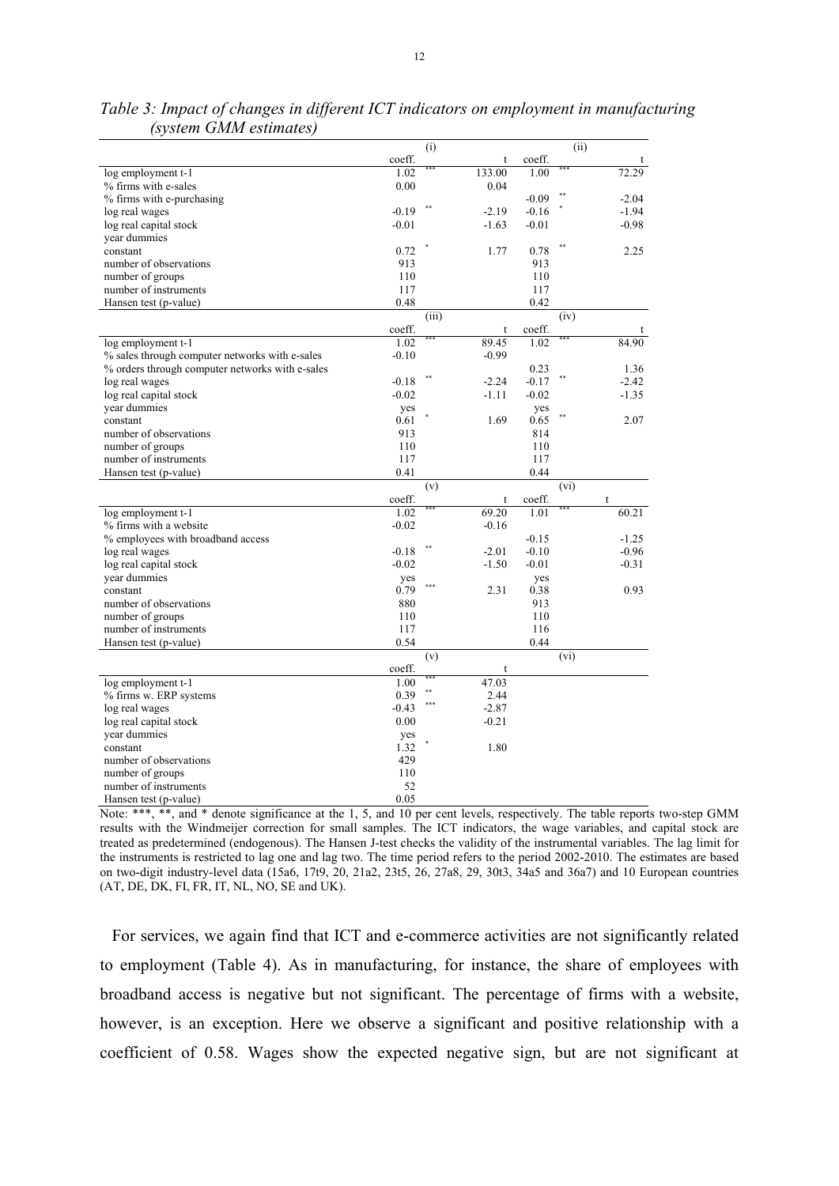*Table 3: Impact of changes in different ICT indicators on employment in manufacturing (system GMM estimates)*

| | (i) | | | (ii) | | |
|---|---|---|---|---|---|---|
| | coeff. | | t | coeff. | | t |
| log employment t-1 | 1.02 | *** | 133.00 | 1.00 | *** | 72.29 |
| % firms with e-sales | 0.00 | | 0.04 | | | |
| % firms with e-purchasing | | | | -0.09 | ** | -2.04 |
| log real wages | -0.19 | ** | -2.19 | -0.16 | * | -1.94 |
| log real capital stock | -0.01 | | -1.63 | -0.01 | | -0.98 |
| year dummies | | | | | | |
| constant | 0.72 | * | 1.77 | 0.78 | ** | 2.25 |
| number of observations | 913 | | | 913 | | |
| number of groups | 110 | | | 110 | | |
| number of instruments | 117 | | | 117 | | |
| Hansen test (p-value) | 0.48 | | | 0.42 | | |
| | (iii) | | | (iv) | | |
| | coeff. | | t | coeff. | | t |
| log employment t-1 | 1.02 | *** | 89.45 | 1.02 | *** | 84.90 |
| % sales through computer networks with e-sales | -0.10 | | -0.99 | | | |
| % orders through computer networks with e-sales | | | | 0.23 | | 1.36 |
| log real wages | -0.18 | ** | -2.24 | -0.17 | ** | -2.42 |
| log real capital stock | -0.02 | | -1.11 | -0.02 | | -1.35 |
| year dummies | yes | | | yes | | |
| constant | 0.61 | * | 1.69 | 0.65 | ** | 2.07 |
| number of observations | 913 | | | 814 | | |
| number of groups | 110 | | | 110 | | |
| number of instruments | 117 | | | 117 | | |
| Hansen test (p-value) | 0.41 | | | 0.44 | | |
| | (v) | | | (vi) | | |
| | coeff. | | t | coeff. | | t |
| log employment t-1 | 1.02 | *** | 69.20 | 1.01 | *** | 60.21 |
| % firms with a website | -0.02 | | -0.16 | | | |
| % employees with broadband access | | | | -0.15 | | -1.25 |
| log real wages | -0.18 | ** | -2.01 | -0.10 | | -0.96 |
| log real capital stock | -0.02 | | -1.50 | -0.01 | | -0.31 |
| year dummies | yes | | | yes | | |
| constant | 0.79 | *** | 2.31 | 0.38 | | 0.93 |
| number of observations | 880 | | | 913 | | |
| number of groups | 110 | | | 110 | | |
| number of instruments | 117 | | | 116 | | |
| Hansen test (p-value) | 0.54 | | | 0.44 | | |
| | (v) | | | (vi) | | |
| | coeff. | | t | | | |
| log employment t-1 | 1.00 | *** | 47.03 | | | |
| % firms w. ERP systems | 0.39 | ** | 2.44 | | | |
| log real wages | -0.43 | *** | -2.87 | | | |
| log real capital stock | 0.00 | | -0.21 | | | |
| year dummies | yes | | | | | |
| constant | 1.32 | * | 1.80 | | | |
| number of observations | 429 | | | | | |
| number of groups | 110 | | | | | |
| number of instruments | 52 | | | | | |
| Hansen test (p-value) | 0.05 | | | | | |

Note: ***, **, and * denote significance at the 1, 5, and 10 per cent levels, respectively. The table reports two-step GMM results with the Windmeijer correction for small samples. The ICT indicators, the wage variables, and capital stock are treated as predetermined (endogenous). The Hansen J-test checks the validity of the instrumental variables. The lag limit for the instruments is restricted to lag one and lag two. The time period refers to the period 2002-2010. The estimates are based on two-digit industry-level data (15a6, 17t9, 20, 21a2, 23t5, 26, 27a8, 29, 30t3, 34a5 and 36a7) and 10 European countries (AT, DE, DK, FI, FR, IT, NL, NO, SE and UK).

For services, we again find that ICT and e-commerce activities are not significantly related to employment (Table 4). As in manufacturing, for instance, the share of employees with broadband access is negative but not significant. The percentage of firms with a website, however, is an exception. Here we observe a significant and positive relationship with a coefficient of 0.58. Wages show the expected negative sign, but are not significant at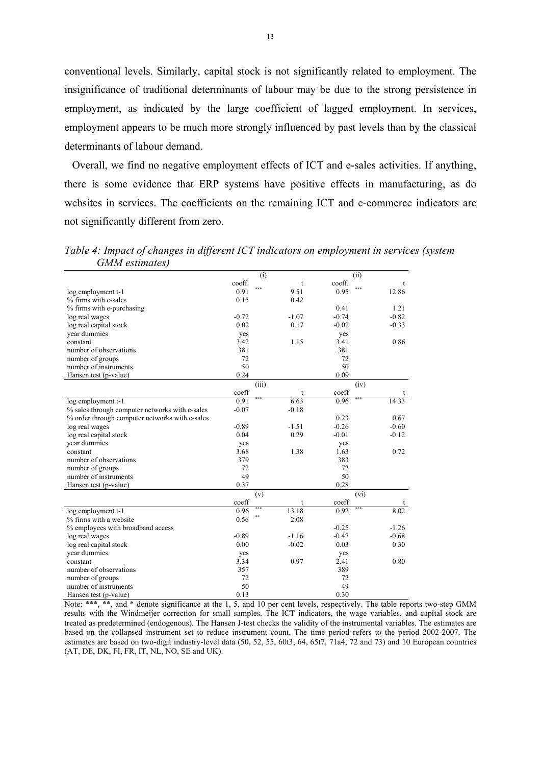conventional levels. Similarly, capital stock is not significantly related to employment. The insignificance of traditional determinants of labour may be due to the strong persistence in employment, as indicated by the large coefficient of lagged employment. In services, employment appears to be much more strongly influenced by past levels than by the classical determinants of labour demand.

Overall, we find no negative employment effects of ICT and e-sales activities. If anything, there is some evidence that ERP systems have positive effects in manufacturing, as do websites in services. The coefficients on the remaining ICT and e-commerce indicators are not significantly different from zero.

*Table 4: Impact of changes in different ICT indicators on employment in services (system GMM estimates)*

| | (i) | | | (ii) | | |
|---|---|---|---|---|---|---|
| | coeff. | | t | coeff. | | t |
| log employment t-1 | 0.91 | *** | 9.51 | 0.95 | *** | 12.86 |
| % firms with e-sales | 0.15 | | 0.42 | | | |
| % firms with e-purchasing | | | | 0.41 | | 1.21 |
| log real wages | -0.72 | | -1.07 | -0.74 | | -0.82 |
| log real capital stock | 0.02 | | 0.17 | -0.02 | | -0.33 |
| year dummies | yes | | | yes | | |
| constant | 3.42 | | 1.15 | 3.41 | | 0.86 |
| number of observations | 381 | | | 381 | | |
| number of groups | 72 | | | 72 | | |
| number of instruments | 50 | | | 50 | | |
| Hansen test (p-value) | 0.24 | | | 0.09 | | |
| | (iii) | | | (iv) | | |
| | coeff | | t | coeff | | t |
| log employment t-1 | 0.91 | *** | 6.63 | 0.96 | *** | 14.33 |
| % sales through computer networks with e-sales | -0.07 | | -0.18 | | | |
| % order through computer networks with e-sales | | | | 0.23 | | 0.67 |
| log real wages | -0.89 | | -1.51 | -0.26 | | -0.60 |
| log real capital stock | 0.04 | | 0.29 | -0.01 | | -0.12 |
| year dummies | yes | | | yes | | |
| constant | 3.68 | | 1.38 | 1.63 | | 0.72 |
| number of observations | 379 | | | 383 | | |
| number of groups | 72 | | | 72 | | |
| number of instruments | 49 | | | 50 | | |
| Hansen test (p-value) | 0.37 | | | 0.28 | | |
| | (v) | | | (vi) | | |
| | coeff | | t | coeff | | t |
| log employment t-1 | 0.96 | *** | 13.18 | 0.92 | *** | 8.02 |
| % firms with a website | 0.56 | ** | 2.08 | | | |
| % employees with broadband access | | | | -0.25 | | -1.26 |
| log real wages | -0.89 | | -1.16 | -0.47 | | -0.68 |
| log real capital stock | 0.00 | | -0.02 | 0.03 | | 0.30 |
| year dummies | yes | | | yes | | |
| constant | 3.34 | | 0.97 | 2.41 | | 0.80 |
| number of observations | 357 | | | 389 | | |
| number of groups | 72 | | | 72 | | |
| number of instruments | 50 | | | 49 | | |
| Hansen test (p-value) | 0.13 | | | 0.30 | | |

Note: ***, **, and * denote significance at the 1, 5, and 10 per cent levels, respectively. The table reports two-step GMM results with the Windmeijer correction for small samples. The ICT indicators, the wage variables, and capital stock are treated as predetermined (endogenous). The Hansen J-test checks the validity of the instrumental variables. The estimates are based on the collapsed instrument set to reduce instrument count. The time period refers to the period 2002-2007. The estimates are based on two-digit industry-level data (50, 52, 55, 60t3, 64, 65t7, 71a4, 72 and 73) and 10 European countries (AT, DE, DK, FI, FR, IT, NL, NO, SE and UK).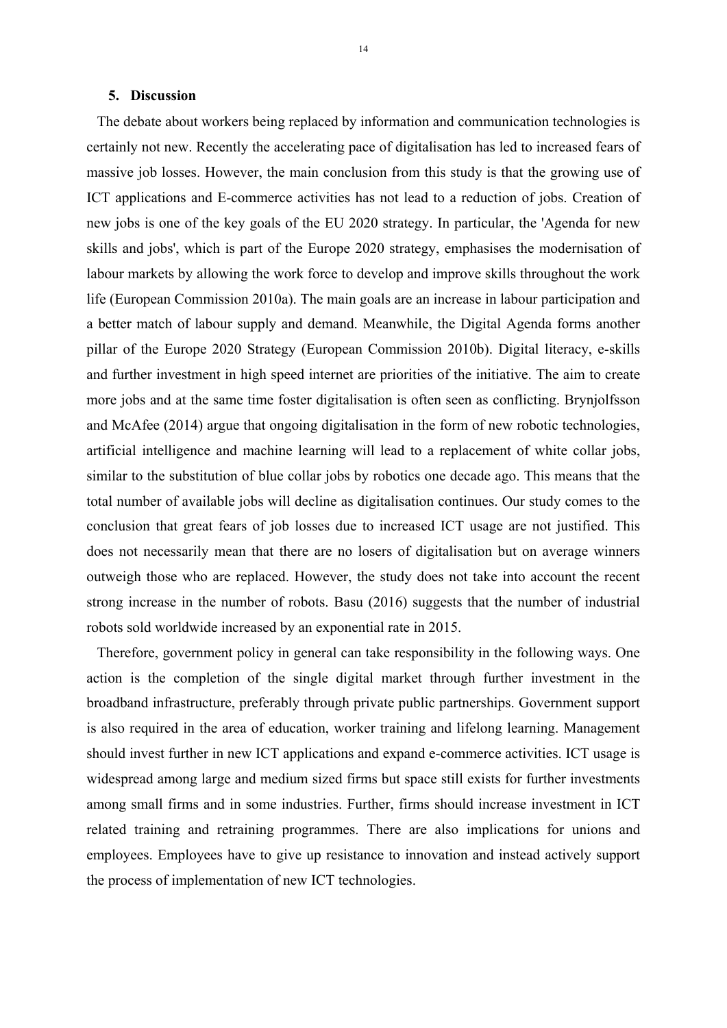## 5. Discussion

The debate about workers being replaced by information and communication technologies is certainly not new. Recently the accelerating pace of digitalisation has led to increased fears of massive job losses. However, the main conclusion from this study is that the growing use of ICT applications and E-commerce activities has not lead to a reduction of jobs. Creation of new jobs is one of the key goals of the EU 2020 strategy. In particular, the 'Agenda for new skills and jobs', which is part of the Europe 2020 strategy, emphasises the modernisation of labour markets by allowing the work force to develop and improve skills throughout the work life (European Commission 2010a). The main goals are an increase in labour participation and a better match of labour supply and demand. Meanwhile, the Digital Agenda forms another pillar of the Europe 2020 Strategy (European Commission 2010b). Digital literacy, e-skills and further investment in high speed internet are priorities of the initiative. The aim to create more jobs and at the same time foster digitalisation is often seen as conflicting. Brynjolfsson and McAfee (2014) argue that ongoing digitalisation in the form of new robotic technologies, artificial intelligence and machine learning will lead to a replacement of white collar jobs, similar to the substitution of blue collar jobs by robotics one decade ago. This means that the total number of available jobs will decline as digitalisation continues. Our study comes to the conclusion that great fears of job losses due to increased ICT usage are not justified. This does not necessarily mean that there are no losers of digitalisation but on average winners outweigh those who are replaced. However, the study does not take into account the recent strong increase in the number of robots. Basu (2016) suggests that the number of industrial robots sold worldwide increased by an exponential rate in 2015.

Therefore, government policy in general can take responsibility in the following ways. One action is the completion of the single digital market through further investment in the broadband infrastructure, preferably through private public partnerships. Government support is also required in the area of education, worker training and lifelong learning. Management should invest further in new ICT applications and expand e-commerce activities. ICT usage is widespread among large and medium sized firms but space still exists for further investments among small firms and in some industries. Further, firms should increase investment in ICT related training and retraining programmes. There are also implications for unions and employees. Employees have to give up resistance to innovation and instead actively support the process of implementation of new ICT technologies.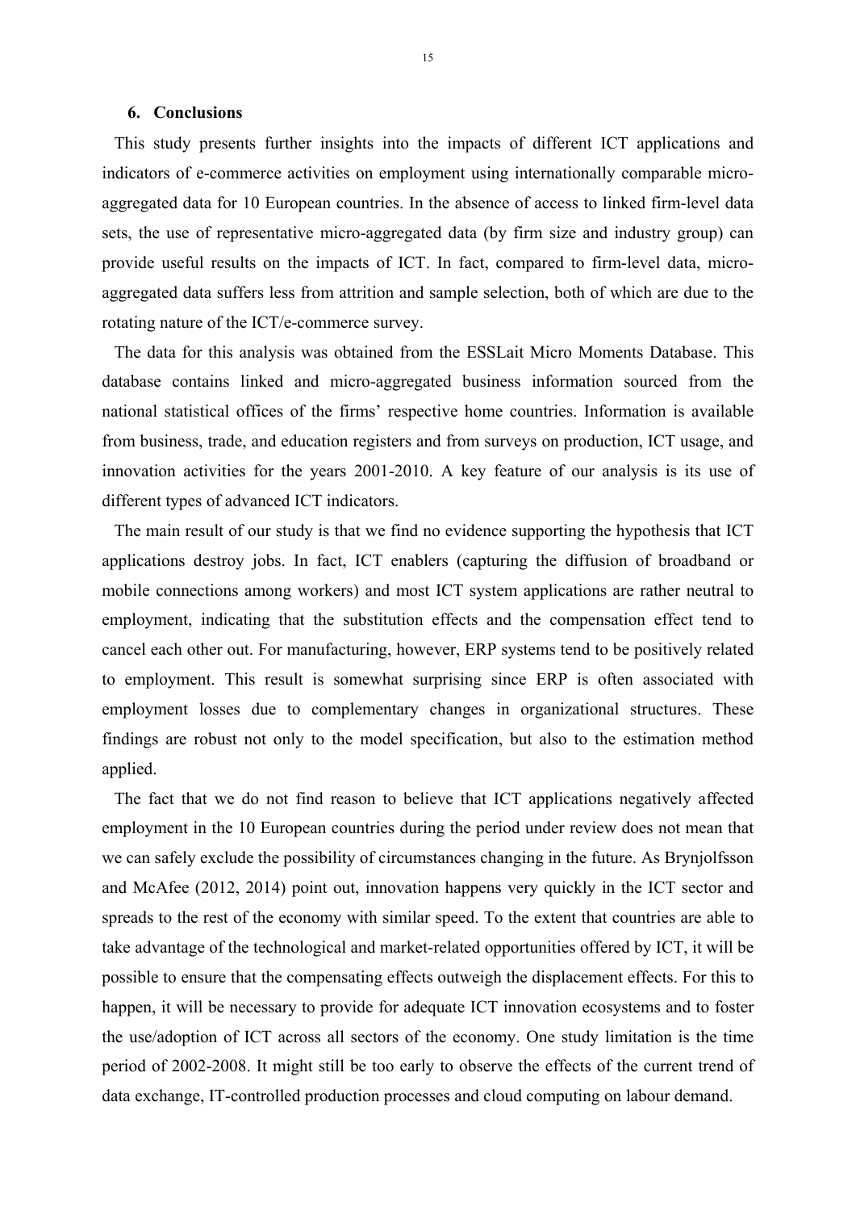## 6. Conclusions

This study presents further insights into the impacts of different ICT applications and indicators of e-commerce activities on employment using internationally comparable micro-aggregated data for 10 European countries. In the absence of access to linked firm-level data sets, the use of representative micro-aggregated data (by firm size and industry group) can provide useful results on the impacts of ICT. In fact, compared to firm-level data, micro-aggregated data suffers less from attrition and sample selection, both of which are due to the rotating nature of the ICT/e-commerce survey.

The data for this analysis was obtained from the ESSLait Micro Moments Database. This database contains linked and micro-aggregated business information sourced from the national statistical offices of the firms' respective home countries. Information is available from business, trade, and education registers and from surveys on production, ICT usage, and innovation activities for the years 2001-2010. A key feature of our analysis is its use of different types of advanced ICT indicators.

The main result of our study is that we find no evidence supporting the hypothesis that ICT applications destroy jobs. In fact, ICT enablers (capturing the diffusion of broadband or mobile connections among workers) and most ICT system applications are rather neutral to employment, indicating that the substitution effects and the compensation effect tend to cancel each other out. For manufacturing, however, ERP systems tend to be positively related to employment. This result is somewhat surprising since ERP is often associated with employment losses due to complementary changes in organizational structures. These findings are robust not only to the model specification, but also to the estimation method applied.

The fact that we do not find reason to believe that ICT applications negatively affected employment in the 10 European countries during the period under review does not mean that we can safely exclude the possibility of circumstances changing in the future. As Brynjolfsson and McAfee (2012, 2014) point out, innovation happens very quickly in the ICT sector and spreads to the rest of the economy with similar speed. To the extent that countries are able to take advantage of the technological and market-related opportunities offered by ICT, it will be possible to ensure that the compensating effects outweigh the displacement effects. For this to happen, it will be necessary to provide for adequate ICT innovation ecosystems and to foster the use/adoption of ICT across all sectors of the economy. One study limitation is the time period of 2002-2008. It might still be too early to observe the effects of the current trend of data exchange, IT-controlled production processes and cloud computing on labour demand.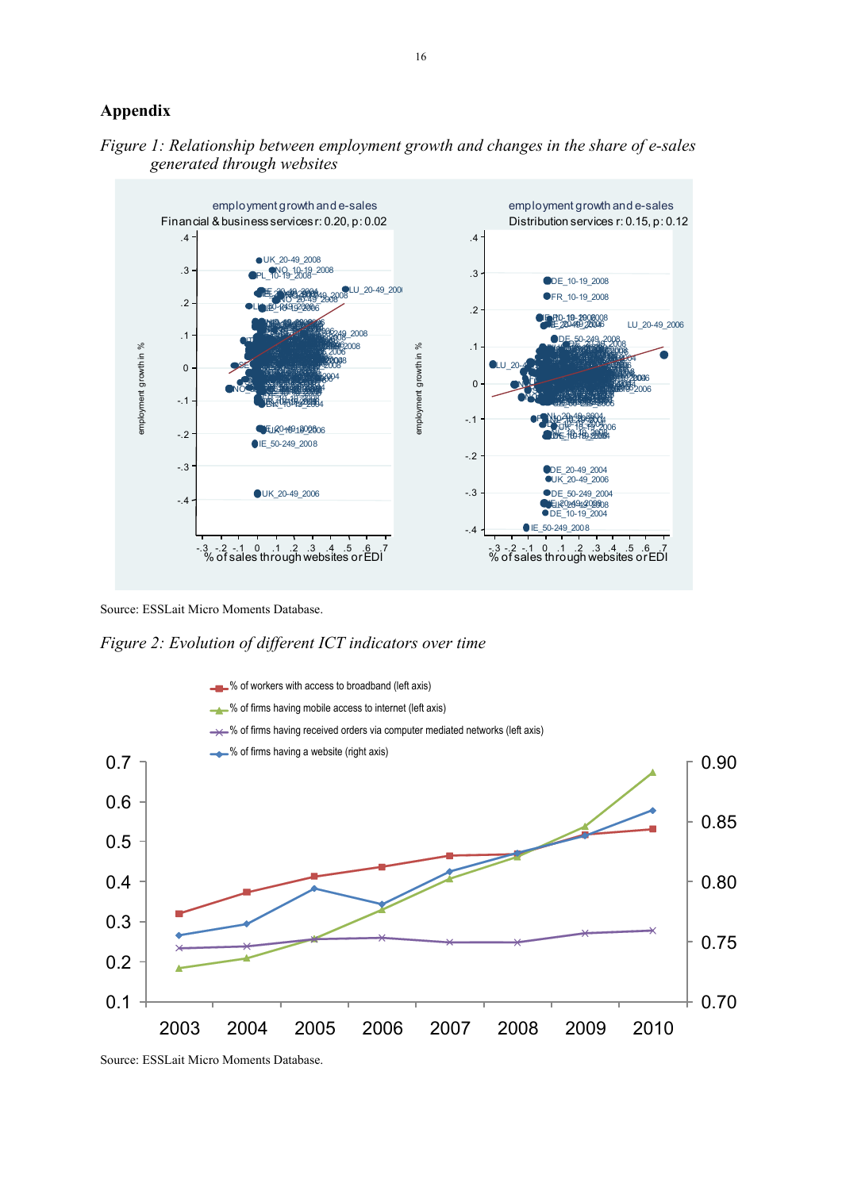## Appendix

*Figure 1: Relationship between employment growth and changes in the share of e-sales generated through websites*

Source: ESSLait Micro Moments Database.

*Figure 2: Evolution of different ICT indicators over time*

Source: ESSLait Micro Moments Database.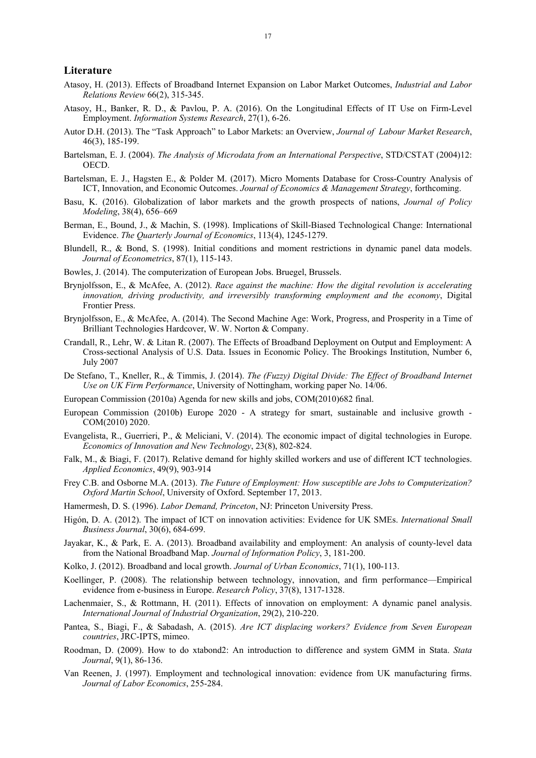## Literature

Atasoy, H. (2013). Effects of Broadband Internet Expansion on Labor Market Outcomes, *Industrial and Labor Relations Review* 66(2), 315-345.

Atasoy, H., Banker, R. D., & Pavlou, P. A. (2016). On the Longitudinal Effects of IT Use on Firm-Level Employment. *Information Systems Research*, 27(1), 6-26.

Autor D.H. (2013). The "Task Approach" to Labor Markets: an Overview, *Journal of Labour Market Research*, 46(3), 185-199.

Bartelsman, E. J. (2004). *The Analysis of Microdata from an International Perspective*, STD/CSTAT (2004)12: OECD.

Bartelsman, E. J., Hagsten E., & Polder M. (2017). Micro Moments Database for Cross-Country Analysis of ICT, Innovation, and Economic Outcomes. *Journal of Economics & Management Strategy*, forthcoming.

Basu, K. (2016). Globalization of labor markets and the growth prospects of nations, *Journal of Policy Modeling*, 38(4), 656–669

Berman, E., Bound, J., & Machin, S. (1998). Implications of Skill-Biased Technological Change: International Evidence. *The Quarterly Journal of Economics*, 113(4), 1245-1279.

Blundell, R., & Bond, S. (1998). Initial conditions and moment restrictions in dynamic panel data models. *Journal of Econometrics*, 87(1), 115-143.

Bowles, J. (2014). The computerization of European Jobs. Bruegel, Brussels.

Brynjolfsson, E., & McAfee, A. (2012). *Race against the machine: How the digital revolution is accelerating innovation, driving productivity, and irreversibly transforming employment and the economy*, Digital Frontier Press.

Brynjolfsson, E., & McAfee, A. (2014). The Second Machine Age: Work, Progress, and Prosperity in a Time of Brilliant Technologies Hardcover, W. W. Norton & Company.

Crandall, R., Lehr, W. & Litan R. (2007). The Effects of Broadband Deployment on Output and Employment: A Cross-sectional Analysis of U.S. Data. Issues in Economic Policy. The Brookings Institution, Number 6, July 2007

De Stefano, T., Kneller, R., & Timmis, J. (2014). *The (Fuzzy) Digital Divide: The Effect of Broadband Internet Use on UK Firm Performance*, University of Nottingham, working paper No. 14/06.

European Commission (2010a) Agenda for new skills and jobs, COM(2010)682 final.

European Commission (2010b) Europe 2020 - A strategy for smart, sustainable and inclusive growth - COM(2010) 2020.

Evangelista, R., Guerrieri, P., & Meliciani, V. (2014). The economic impact of digital technologies in Europe. *Economics of Innovation and New Technology*, 23(8), 802-824.

Falk, M., & Biagi, F. (2017). Relative demand for highly skilled workers and use of different ICT technologies. *Applied Economics*, 49(9), 903-914

Frey C.B. and Osborne M.A. (2013). *The Future of Employment: How susceptible are Jobs to Computerization? Oxford Martin School*, University of Oxford. September 17, 2013.

Hamermesh, D. S. (1996). *Labor Demand, Princeton*, NJ: Princeton University Press.

Higón, D. A. (2012). The impact of ICT on innovation activities: Evidence for UK SMEs. *International Small Business Journal*, 30(6), 684-699.

Jayakar, K., & Park, E. A. (2013). Broadband availability and employment: An analysis of county-level data from the National Broadband Map. *Journal of Information Policy*, 3, 181-200.

Kolko, J. (2012). Broadband and local growth. *Journal of Urban Economics*, 71(1), 100-113.

Koellinger, P. (2008). The relationship between technology, innovation, and firm performance—Empirical evidence from e-business in Europe. *Research Policy*, 37(8), 1317-1328.

Lachenmaier, S., & Rottmann, H. (2011). Effects of innovation on employment: A dynamic panel analysis. *International Journal of Industrial Organization*, 29(2), 210-220.

Pantea, S., Biagi, F., & Sabadash, A. (2015). *Are ICT displacing workers? Evidence from Seven European countries*, JRC-IPTS, mimeo.

Roodman, D. (2009). How to do xtabond2: An introduction to difference and system GMM in Stata. *Stata Journal*, 9(1), 86-136.

Van Reenen, J. (1997). Employment and technological innovation: evidence from UK manufacturing firms. *Journal of Labor Economics*, 255-284.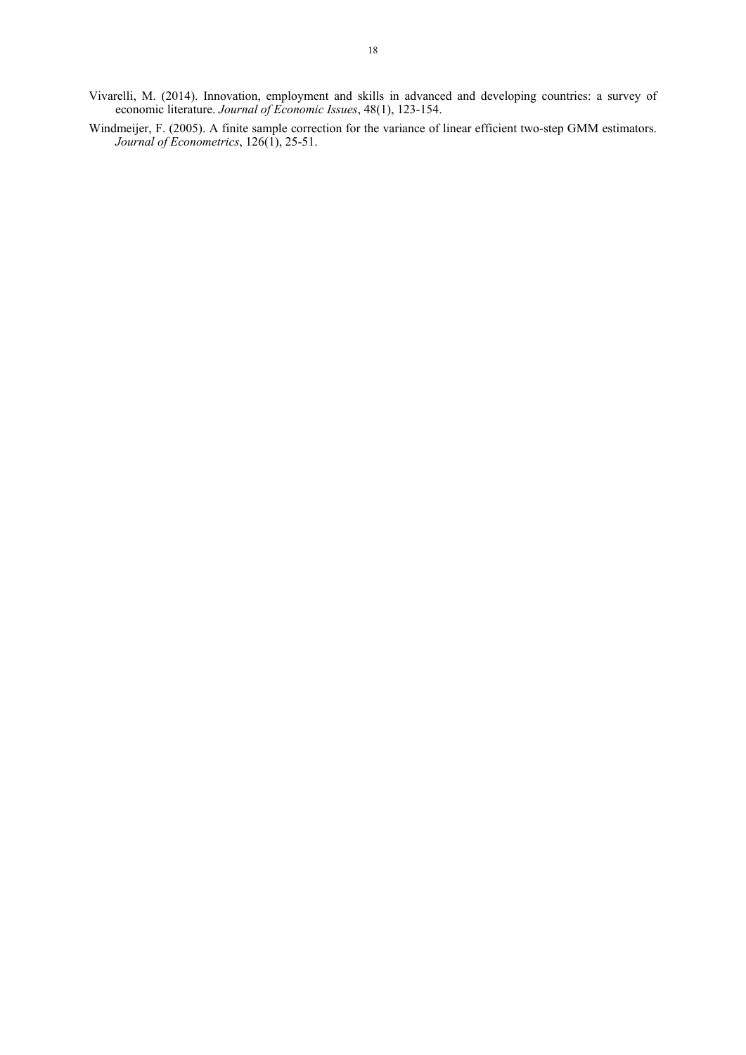Vivarelli, M. (2014). Innovation, employment and skills in advanced and developing countries: a survey of economic literature. *Journal of Economic Issues*, 48(1), 123-154.

Windmeijer, F. (2005). A finite sample correction for the variance of linear efficient two-step GMM estimators. *Journal of Econometrics*, 126(1), 25-51.